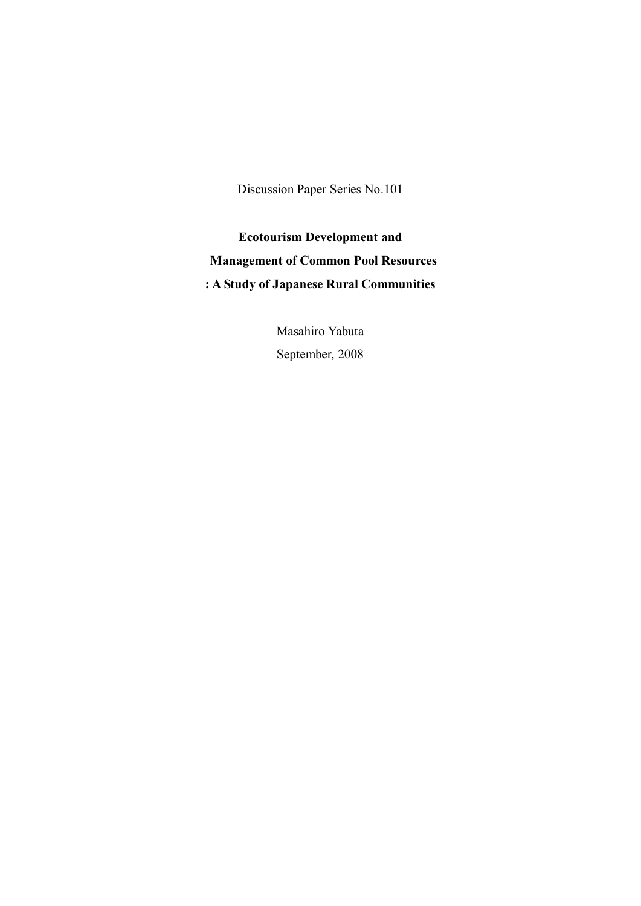Discussion Paper Series No.101

# Ecotourism Development and Management of Common Pool Resources : A Study of Japanese Rural Communities

Masahiro Yabuta

September, 2008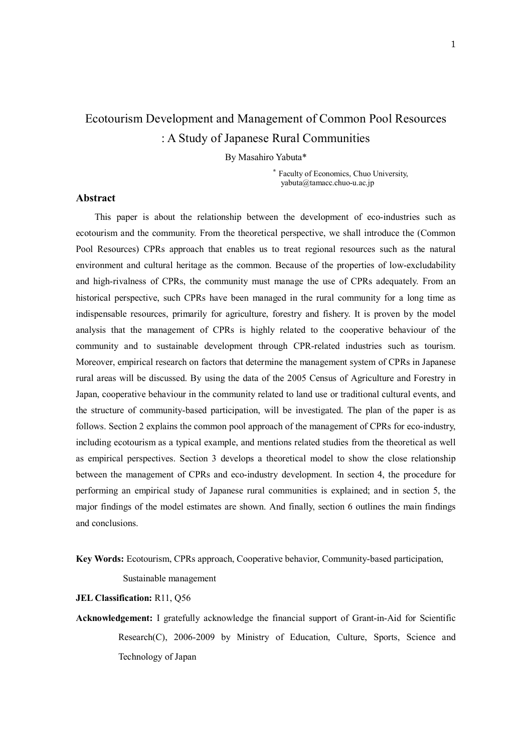# Ecotourism Development and Management of Common Pool Resources : A Study of Japanese Rural Communities

By Masahiro Yabuta*

\* Faculty of Economics, Chuo University, yabuta@tamacc.chuo-u.ac.jp

## Abstract

This paper is about the relationship between the development of eco-industries such as ecotourism and the community. From the theoretical perspective, we shall introduce the (Common Pool Resources) CPRs approach that enables us to treat regional resources such as the natural environment and cultural heritage as the common. Because of the properties of low-excludability and high-rivalness of CPRs, the community must manage the use of CPRs adequately. From an historical perspective, such CPRs have been managed in the rural community for a long time as indispensable resources, primarily for agriculture, forestry and fishery. It is proven by the model analysis that the management of CPRs is highly related to the cooperative behaviour of the community and to sustainable development through CPR-related industries such as tourism. Moreover, empirical research on factors that determine the management system of CPRs in Japanese rural areas will be discussed. By using the data of the 2005 Census of Agriculture and Forestry in Japan, cooperative behaviour in the community related to land use or traditional cultural events, and the structure of community-based participation, will be investigated. The plan of the paper is as follows. Section 2 explains the common pool approach of the management of CPRs for eco-industry, including ecotourism as a typical example, and mentions related studies from the theoretical as well as empirical perspectives. Section 3 develops a theoretical model to show the close relationship between the management of CPRs and eco-industry development. In section 4, the procedure for performing an empirical study of Japanese rural communities is explained; and in section 5, the major findings of the model estimates are shown. And finally, section 6 outlines the main findings and conclusions.

**Key Words:** Ecotourism, CPRs approach, Cooperative behavior, Community-based participation, Sustainable management

**JEL Classification:** R11, Q56

**Acknowledgement:** I gratefully acknowledge the financial support of Grant-in-Aid for Scientific Research(C), 2006-2009 by Ministry of Education, Culture, Sports, Science and Technology of Japan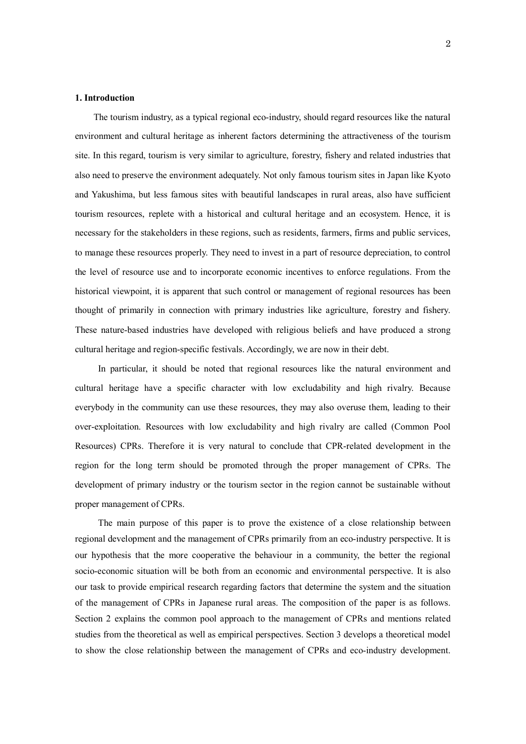## 1. Introduction

The tourism industry, as a typical regional eco-industry, should regard resources like the natural environment and cultural heritage as inherent factors determining the attractiveness of the tourism site. In this regard, tourism is very similar to agriculture, forestry, fishery and related industries that also need to preserve the environment adequately. Not only famous tourism sites in Japan like Kyoto and Yakushima, but less famous sites with beautiful landscapes in rural areas, also have sufficient tourism resources, replete with a historical and cultural heritage and an ecosystem. Hence, it is necessary for the stakeholders in these regions, such as residents, farmers, firms and public services, to manage these resources properly. They need to invest in a part of resource depreciation, to control the level of resource use and to incorporate economic incentives to enforce regulations. From the historical viewpoint, it is apparent that such control or management of regional resources has been thought of primarily in connection with primary industries like agriculture, forestry and fishery. These nature-based industries have developed with religious beliefs and have produced a strong cultural heritage and region-specific festivals. Accordingly, we are now in their debt.

In particular, it should be noted that regional resources like the natural environment and cultural heritage have a specific character with low excludability and high rivalry. Because everybody in the community can use these resources, they may also overuse them, leading to their over-exploitation. Resources with low excludability and high rivalry are called (Common Pool Resources) CPRs. Therefore it is very natural to conclude that CPR-related development in the region for the long term should be promoted through the proper management of CPRs. The development of primary industry or the tourism sector in the region cannot be sustainable without proper management of CPRs.

The main purpose of this paper is to prove the existence of a close relationship between regional development and the management of CPRs primarily from an eco-industry perspective. It is our hypothesis that the more cooperative the behaviour in a community, the better the regional socio-economic situation will be both from an economic and environmental perspective. It is also our task to provide empirical research regarding factors that determine the system and the situation of the management of CPRs in Japanese rural areas. The composition of the paper is as follows. Section 2 explains the common pool approach to the management of CPRs and mentions related studies from the theoretical as well as empirical perspectives. Section 3 develops a theoretical model to show the close relationship between the management of CPRs and eco-industry development.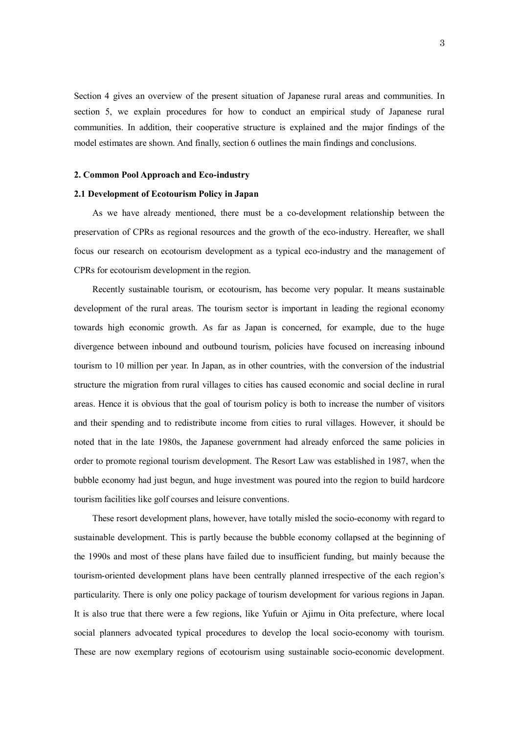Section 4 gives an overview of the present situation of Japanese rural areas and communities. In section 5, we explain procedures for how to conduct an empirical study of Japanese rural communities. In addition, their cooperative structure is explained and the major findings of the model estimates are shown. And finally, section 6 outlines the main findings and conclusions.

## 2. Common Pool Approach and Eco-industry

### 2.1 Development of Ecotourism Policy in Japan

As we have already mentioned, there must be a co-development relationship between the preservation of CPRs as regional resources and the growth of the eco-industry. Hereafter, we shall focus our research on ecotourism development as a typical eco-industry and the management of CPRs for ecotourism development in the region.

Recently sustainable tourism, or ecotourism, has become very popular. It means sustainable development of the rural areas. The tourism sector is important in leading the regional economy towards high economic growth. As far as Japan is concerned, for example, due to the huge divergence between inbound and outbound tourism, policies have focused on increasing inbound tourism to 10 million per year. In Japan, as in other countries, with the conversion of the industrial structure the migration from rural villages to cities has caused economic and social decline in rural areas. Hence it is obvious that the goal of tourism policy is both to increase the number of visitors and their spending and to redistribute income from cities to rural villages. However, it should be noted that in the late 1980s, the Japanese government had already enforced the same policies in order to promote regional tourism development. The Resort Law was established in 1987, when the bubble economy had just begun, and huge investment was poured into the region to build hardcore tourism facilities like golf courses and leisure conventions.

These resort development plans, however, have totally misled the socio-economy with regard to sustainable development. This is partly because the bubble economy collapsed at the beginning of the 1990s and most of these plans have failed due to insufficient funding, but mainly because the tourism-oriented development plans have been centrally planned irrespective of the each region's particularity. There is only one policy package of tourism development for various regions in Japan. It is also true that there were a few regions, like Yufuin or Ajimu in Oita prefecture, where local social planners advocated typical procedures to develop the local socio-economy with tourism. These are now exemplary regions of ecotourism using sustainable socio-economic development.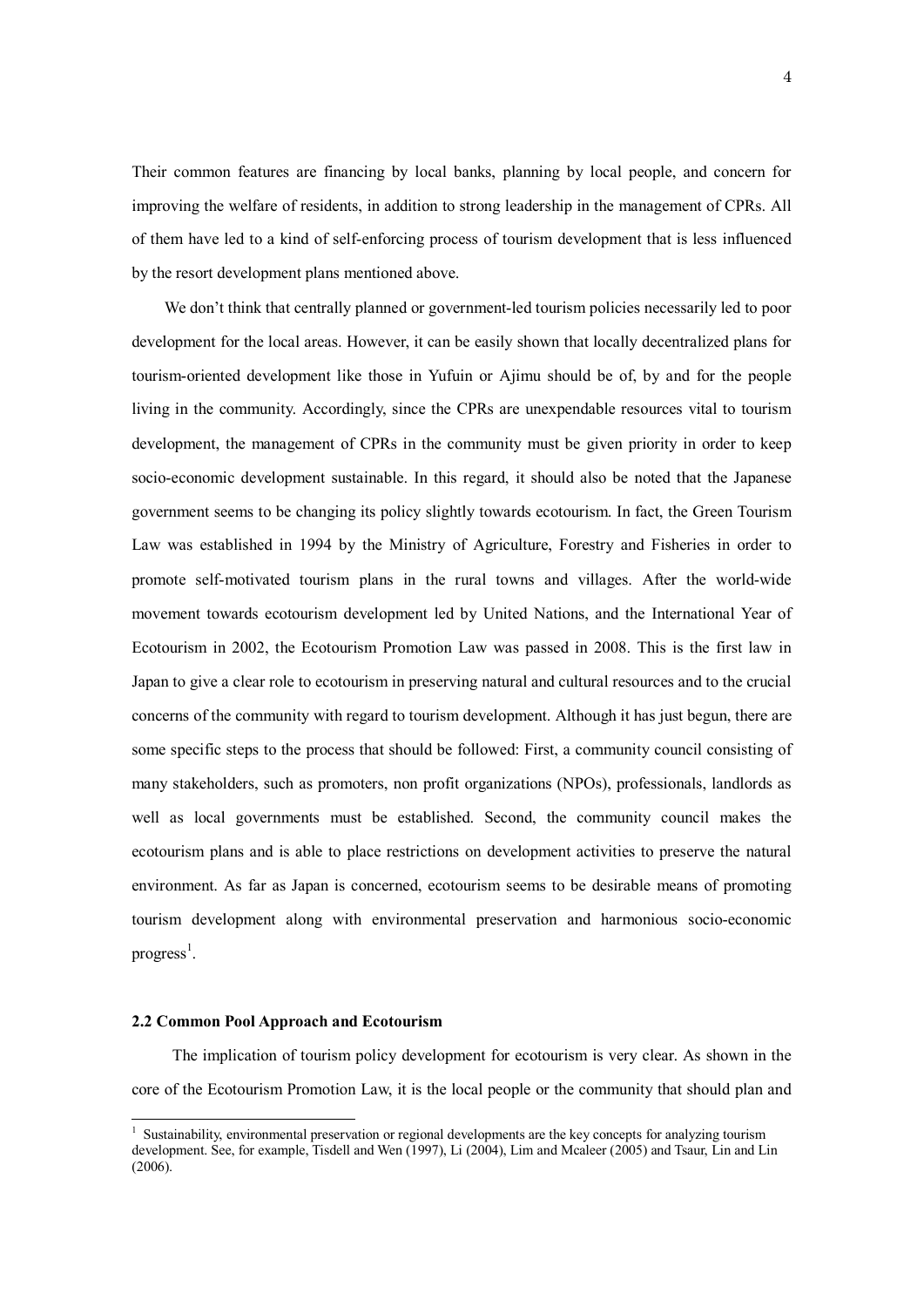Their common features are financing by local banks, planning by local people, and concern for improving the welfare of residents, in addition to strong leadership in the management of CPRs. All of them have led to a kind of self-enforcing process of tourism development that is less influenced by the resort development plans mentioned above.

We don't think that centrally planned or government-led tourism policies necessarily led to poor development for the local areas. However, it can be easily shown that locally decentralized plans for tourism-oriented development like those in Yufuin or Ajimu should be of, by and for the people living in the community. Accordingly, since the CPRs are unexpendable resources vital to tourism development, the management of CPRs in the community must be given priority in order to keep socio-economic development sustainable. In this regard, it should also be noted that the Japanese government seems to be changing its policy slightly towards ecotourism. In fact, the Green Tourism Law was established in 1994 by the Ministry of Agriculture, Forestry and Fisheries in order to promote self-motivated tourism plans in the rural towns and villages. After the world-wide movement towards ecotourism development led by United Nations, and the International Year of Ecotourism in 2002, the Ecotourism Promotion Law was passed in 2008. This is the first law in Japan to give a clear role to ecotourism in preserving natural and cultural resources and to the crucial concerns of the community with regard to tourism development. Although it has just begun, there are some specific steps to the process that should be followed: First, a community council consisting of many stakeholders, such as promoters, non profit organizations (NPOs), professionals, landlords as well as local governments must be established. Second, the community council makes the ecotourism plans and is able to place restrictions on development activities to preserve the natural environment. As far as Japan is concerned, ecotourism seems to be desirable means of promoting tourism development along with environmental preservation and harmonious socio-economic progress[1].

### 2.2 Common Pool Approach and Ecotourism

The implication of tourism policy development for ecotourism is very clear. As shown in the core of the Ecotourism Promotion Law, it is the local people or the community that should plan and

[1] Sustainability, environmental preservation or regional developments are the key concepts for analyzing tourism development. See, for example, Tisdell and Wen (1997), Li (2004), Lim and Mcaleer (2005) and Tsaur, Lin and Lin (2006).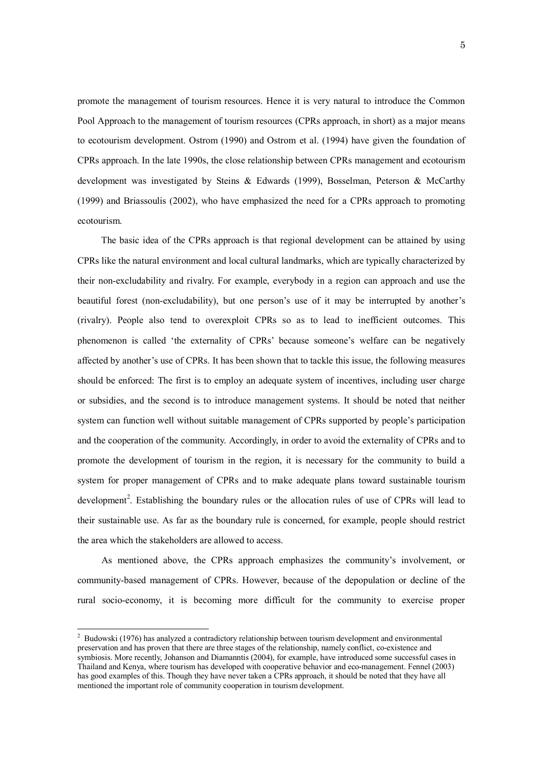promote the management of tourism resources. Hence it is very natural to introduce the Common Pool Approach to the management of tourism resources (CPRs approach, in short) as a major means to ecotourism development. Ostrom (1990) and Ostrom et al. (1994) have given the foundation of CPRs approach. In the late 1990s, the close relationship between CPRs management and ecotourism development was investigated by Steins & Edwards (1999), Bosselman, Peterson & McCarthy (1999) and Briassoulis (2002), who have emphasized the need for a CPRs approach to promoting ecotourism.

The basic idea of the CPRs approach is that regional development can be attained by using CPRs like the natural environment and local cultural landmarks, which are typically characterized by their non-excludability and rivalry. For example, everybody in a region can approach and use the beautiful forest (non-excludability), but one person's use of it may be interrupted by another's (rivalry). People also tend to overexploit CPRs so as to lead to inefficient outcomes. This phenomenon is called 'the externality of CPRs' because someone's welfare can be negatively affected by another's use of CPRs. It has been shown that to tackle this issue, the following measures should be enforced: The first is to employ an adequate system of incentives, including user charge or subsidies, and the second is to introduce management systems. It should be noted that neither system can function well without suitable management of CPRs supported by people's participation and the cooperation of the community. Accordingly, in order to avoid the externality of CPRs and to promote the development of tourism in the region, it is necessary for the community to build a system for proper management of CPRs and to make adequate plans toward sustainable tourism development[2]. Establishing the boundary rules or the allocation rules of use of CPRs will lead to their sustainable use. As far as the boundary rule is concerned, for example, people should restrict the area which the stakeholders are allowed to access.

As mentioned above, the CPRs approach emphasizes the community's involvement, or community-based management of CPRs. However, because of the depopulation or decline of the rural socio-economy, it is becoming more difficult for the community to exercise proper

[2] Budowski (1976) has analyzed a contradictory relationship between tourism development and environmental preservation and has proven that there are three stages of the relationship, namely conflict, co-existence and symbiosis. More recently, Johanson and Diamanntis (2004), for example, have introduced some successful cases in Thailand and Kenya, where tourism has developed with cooperative behavior and eco-management. Fennel (2003) has good examples of this. Though they have never taken a CPRs approach, it should be noted that they have all mentioned the important role of community cooperation in tourism development.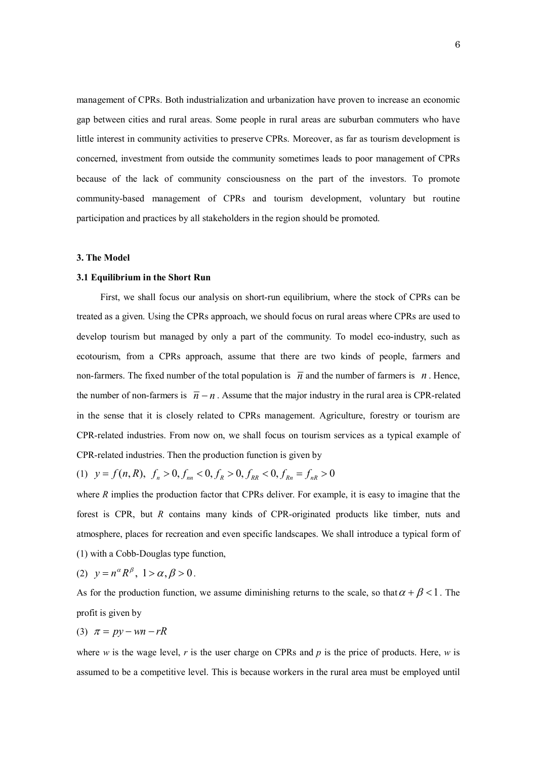management of CPRs. Both industrialization and urbanization have proven to increase an economic gap between cities and rural areas. Some people in rural areas are suburban commuters who have little interest in community activities to preserve CPRs. Moreover, as far as tourism development is concerned, investment from outside the community sometimes leads to poor management of CPRs because of the lack of community consciousness on the part of the investors. To promote community-based management of CPRs and tourism development, voluntary but routine participation and practices by all stakeholders in the region should be promoted.

### 3. The Model

#### 3.1 Equilibrium in the Short Run

First, we shall focus our analysis on short-run equilibrium, where the stock of CPRs can be treated as a given. Using the CPRs approach, we should focus on rural areas where CPRs are used to develop tourism but managed by only a part of the community. To model eco-industry, such as ecotourism, from a CPRs approach, assume that there are two kinds of people, farmers and non-farmers. The fixed number of the total population is $\overline{n}$ and the number of farmers is $n$. Hence, the number of non-farmers is $\overline{n} - n$. Assume that the major industry in the rural area is CPR-related in the sense that it is closely related to CPRs management. Agriculture, forestry or tourism are CPR-related industries. From now on, we shall focus on tourism services as a typical example of CPR-related industries. Then the production function is given by

(1) $y = f(n, R),\ \ f_n > 0, f_{nn} < 0, f_R > 0, f_{RR} < 0, f_{Rn} = f_{nR} > 0$

where *R* implies the production factor that CPRs deliver. For example, it is easy to imagine that the forest is CPR, but *R* contains many kinds of CPR-originated products like timber, nuts and atmosphere, places for recreation and even specific landscapes. We shall introduce a typical form of (1) with a Cobb-Douglas type function,

(2) $y = n^{\alpha} R^{\beta},\ 1 > \alpha, \beta > 0$.

As for the production function, we assume diminishing returns to the scale, so that $\alpha + \beta < 1$. The profit is given by

(3) $\pi = py - wn - rR$

where *w* is the wage level, *r* is the user charge on CPRs and *p* is the price of products. Here, *w* is assumed to be a competitive level. This is because workers in the rural area must be employed until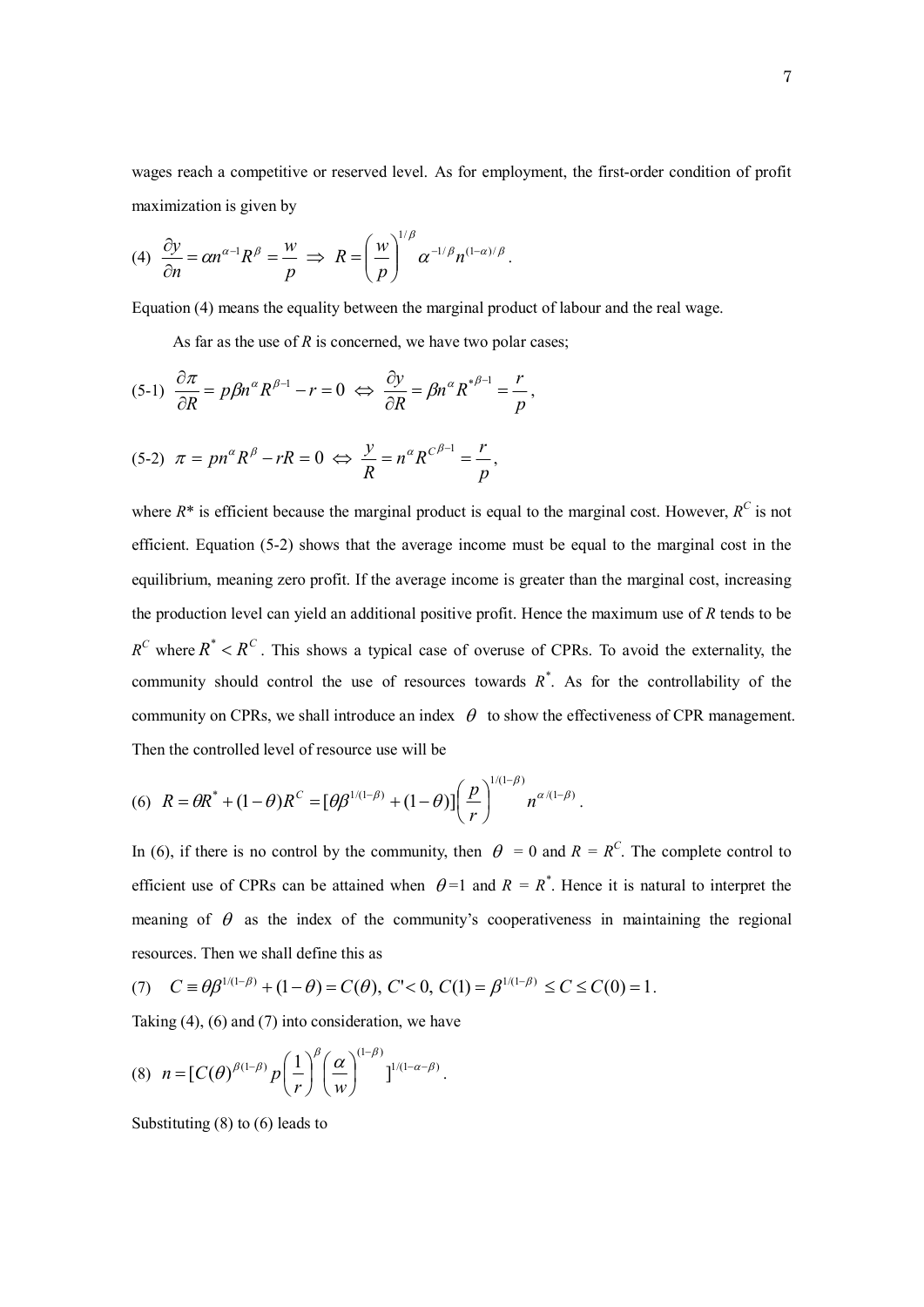wages reach a competitive or reserved level. As for employment, the first-order condition of profit maximization is given by

$$(4)\ \ \frac{\partial y}{\partial n} = \alpha n^{\alpha-1} R^{\beta} = \frac{w}{p} \Rightarrow R = \left(\frac{w}{p}\right)^{1/\beta} \alpha^{-1/\beta} n^{(1-\alpha)/\beta}.$$

Equation (4) means the equality between the marginal product of labour and the real wage.

As far as the use of $R$ is concerned, we have two polar cases;

$$(5\text{-}1)\ \ \frac{\partial \pi}{\partial R} = p\beta n^{\alpha} R^{\beta-1} - r = 0 \Leftrightarrow \frac{\partial y}{\partial R} = \beta n^{\alpha} R^{*\beta-1} = \frac{r}{p},$$

$$(5\text{-}2)\ \ \pi = pn^{\alpha} R^{\beta} - rR = 0 \Leftrightarrow \frac{y}{R} = n^{\alpha} R^{C\beta-1} = \frac{r}{p},$$

where $R^*$ is efficient because the marginal product is equal to the marginal cost. However, $R^C$ is not efficient. Equation (5-2) shows that the average income must be equal to the marginal cost in the equilibrium, meaning zero profit. If the average income is greater than the marginal cost, increasing the production level can yield an additional positive profit. Hence the maximum use of $R$ tends to be $R^C$ where $R^* < R^C$. This shows a typical case of overuse of CPRs. To avoid the externality, the community should control the use of resources towards $R^*$. As for the controllability of the community on CPRs, we shall introduce an index $\theta$ to show the effectiveness of CPR management. Then the controlled level of resource use will be

$$(6)\ \ R = \theta R^* + (1-\theta) R^C = [\theta \beta^{1/(1-\beta)} + (1-\theta)]\left(\frac{p}{r}\right)^{1/(1-\beta)} n^{\alpha/(1-\beta)}.$$

In (6), if there is no control by the community, then $\theta = 0$ and $R = R^C$. The complete control to efficient use of CPRs can be attained when $\theta = 1$ and $R = R^*$. Hence it is natural to interpret the meaning of $\theta$ as the index of the community's cooperativeness in maintaining the regional resources. Then we shall define this as

$$(7)\ \ C \equiv \theta \beta^{1/(1-\beta)} + (1-\theta) = C(\theta),\ C' < 0,\ C(1) = \beta^{1/(1-\beta)} \le C \le C(0) = 1.$$

Taking (4), (6) and (7) into consideration, we have

$$(8)\ \ n = [C(\theta)^{\beta(1-\beta)} p \left(\frac{1}{r}\right)^{\beta} \left(\frac{\alpha}{w}\right)^{(1-\beta)}]^{1/(1-\alpha-\beta)}.$$

Substituting (8) to (6) leads to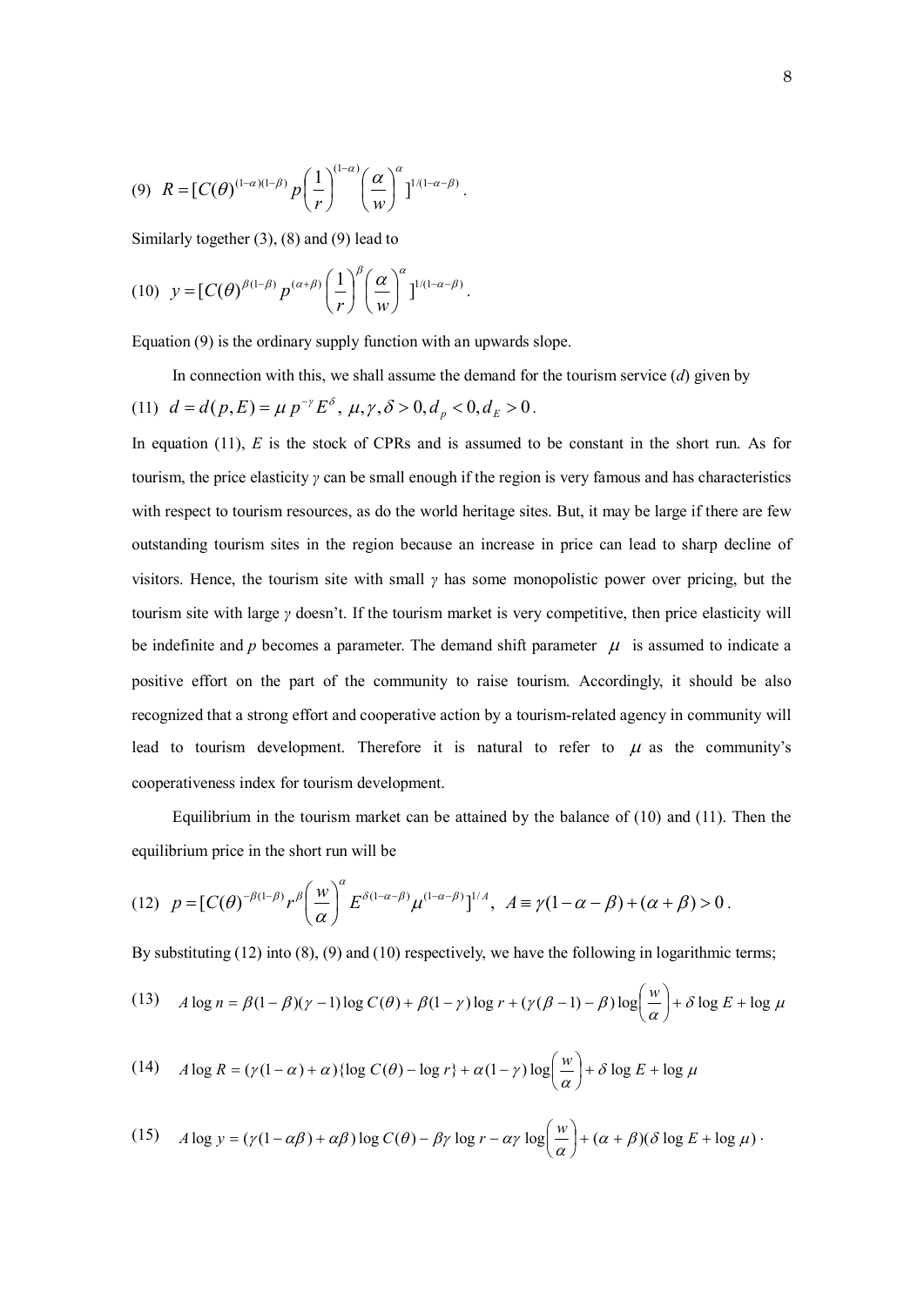(9) $R = [C(\theta)^{(1-\alpha)(1-\beta)} p \left(\frac{1}{r}\right)^{(1-\alpha)} \left(\frac{\alpha}{w}\right)^{\alpha} ]^{1/(1-\alpha-\beta)}$.

Similarly together (3), (8) and (9) lead to

(10) $y = [C(\theta)^{\beta(1-\beta)} p^{(\alpha+\beta)} \left(\frac{1}{r}\right)^{\beta} \left(\frac{\alpha}{w}\right)^{\alpha} ]^{1/(1-\alpha-\beta)}$.

Equation (9) is the ordinary supply function with an upwards slope.

In connection with this, we shall assume the demand for the tourism service ($d$) given by

(11) $d = d(p, E) = \mu\, p^{-\gamma} E^{\delta}$, $\mu, \gamma, \delta > 0, d_p < 0, d_E > 0$.

In equation (11), $E$ is the stock of CPRs and is assumed to be constant in the short run. As for tourism, the price elasticity $\gamma$ can be small enough if the region is very famous and has characteristics with respect to tourism resources, as do the world heritage sites. But, it may be large if there are few outstanding tourism sites in the region because an increase in price can lead to sharp decline of visitors. Hence, the tourism site with small $\gamma$ has some monopolistic power over pricing, but the tourism site with large $\gamma$ doesn't. If the tourism market is very competitive, then price elasticity will be indefinite and $p$ becomes a parameter. The demand shift parameter $\mu$ is assumed to indicate a positive effort on the part of the community to raise tourism. Accordingly, it should be also recognized that a strong effort and cooperative action by a tourism-related agency in community will lead to tourism development. Therefore it is natural to refer to $\mu$ as the community's cooperativeness index for tourism development.

Equilibrium in the tourism market can be attained by the balance of (10) and (11). Then the equilibrium price in the short run will be

(12) $p = [C(\theta)^{-\beta(1-\beta)} r^{\beta} \left(\frac{w}{\alpha}\right)^{\alpha} E^{\delta(1-\alpha-\beta)} \mu^{(1-\alpha-\beta)} ]^{1/A}$, $A \equiv \gamma(1-\alpha-\beta) + (\alpha+\beta) > 0$.

By substituting (12) into (8), (9) and (10) respectively, we have the following in logarithmic terms;

$$(13) \quad A \log n = \beta(1-\beta)(\gamma-1)\log C(\theta) + \beta(1-\gamma)\log r + (\gamma(\beta-1)-\beta)\log\left(\frac{w}{\alpha}\right) + \delta \log E + \log \mu$$

$$(14) \quad A \log R = (\gamma(1-\alpha)+\alpha)\{\log C(\theta) - \log r\} + \alpha(1-\gamma)\log\left(\frac{w}{\alpha}\right) + \delta \log E + \log \mu$$

$$(15) \quad A \log y = (\gamma(1-\alpha\beta)+\alpha\beta)\log C(\theta) - \beta\gamma \log r - \alpha\gamma \log\left(\frac{w}{\alpha}\right) + (\alpha+\beta)(\delta \log E + \log \mu) \cdot$$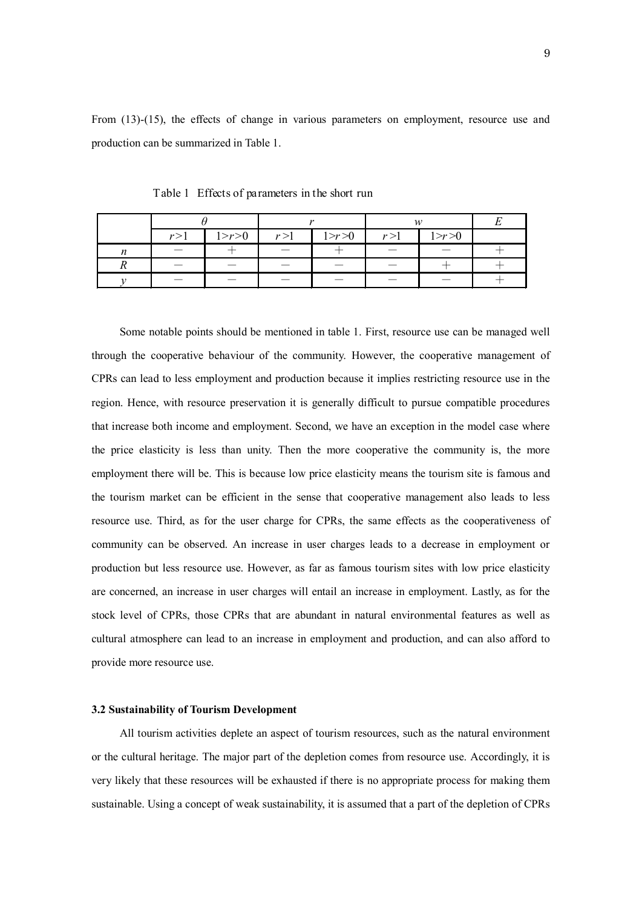From (13)-(15), the effects of change in various parameters on employment, resource use and production can be summarized in Table 1.

Table 1 Effects of parameters in the short run

| | $\theta$ | | $r$ | | $w$ | | $E$ |
|---|---|---|---|---|---|---|---|
| | $r$>1 | 1>$r$>0 | $r$>1 | 1>$r$>0 | $r$>1 | 1>$r$>0 | |
| $n$ | − | + | − | + | − | − | + |
| $R$ | − | − | − | − | − | + | + |
| $y$ | − | − | − | − | − | − | + |

Some notable points should be mentioned in table 1. First, resource use can be managed well through the cooperative behaviour of the community. However, the cooperative management of CPRs can lead to less employment and production because it implies restricting resource use in the region. Hence, with resource preservation it is generally difficult to pursue compatible procedures that increase both income and employment. Second, we have an exception in the model case where the price elasticity is less than unity. Then the more cooperative the community is, the more employment there will be. This is because low price elasticity means the tourism site is famous and the tourism market can be efficient in the sense that cooperative management also leads to less resource use. Third, as for the user charge for CPRs, the same effects as the cooperativeness of community can be observed. An increase in user charges leads to a decrease in employment or production but less resource use. However, as far as famous tourism sites with low price elasticity are concerned, an increase in user charges will entail an increase in employment. Lastly, as for the stock level of CPRs, those CPRs that are abundant in natural environmental features as well as cultural atmosphere can lead to an increase in employment and production, and can also afford to provide more resource use.

### 3.2 Sustainability of Tourism Development

All tourism activities deplete an aspect of tourism resources, such as the natural environment or the cultural heritage. The major part of the depletion comes from resource use. Accordingly, it is very likely that these resources will be exhausted if there is no appropriate process for making them sustainable. Using a concept of weak sustainability, it is assumed that a part of the depletion of CPRs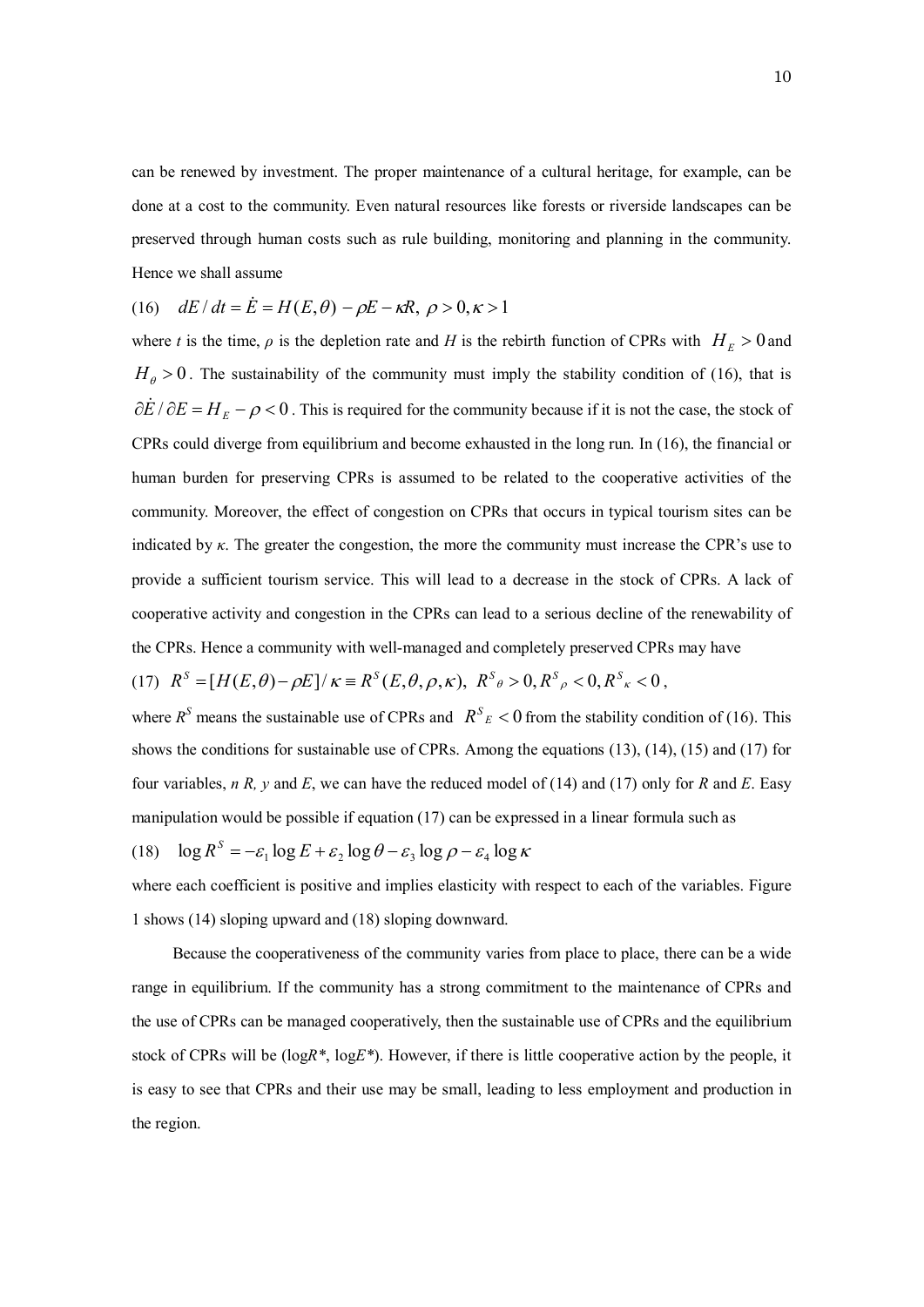can be renewed by investment. The proper maintenance of a cultural heritage, for example, can be done at a cost to the community. Even natural resources like forests or riverside landscapes can be preserved through human costs such as rule building, monitoring and planning in the community. Hence we shall assume

$$(16) \quad dE/dt = \dot{E} = H(E,\theta) - \rho E - \kappa R, \ \rho > 0, \kappa > 1$$

where *t* is the time, *ρ* is the depletion rate and *H* is the rebirth function of CPRs with $H_E > 0$ and $H_\theta > 0$. The sustainability of the community must imply the stability condition of (16), that is $\partial \dot{E} / \partial E = H_E - \rho < 0$. This is required for the community because if it is not the case, the stock of CPRs could diverge from equilibrium and become exhausted in the long run. In (16), the financial or human burden for preserving CPRs is assumed to be related to the cooperative activities of the community. Moreover, the effect of congestion on CPRs that occurs in typical tourism sites can be indicated by *κ*. The greater the congestion, the more the community must increase the CPR's use to provide a sufficient tourism service. This will lead to a decrease in the stock of CPRs. A lack of cooperative activity and congestion in the CPRs can lead to a serious decline of the renewability of the CPRs. Hence a community with well-managed and completely preserved CPRs may have

$$(17) \quad R^S = [H(E,\theta) - \rho E]/\kappa \equiv R^S(E,\theta,\rho,\kappa), \ R^S{}_\theta > 0, R^S{}_\rho < 0, R^S{}_\kappa < 0,$$

where $R^S$ means the sustainable use of CPRs and $R^S{}_E < 0$ from the stability condition of (16). This shows the conditions for sustainable use of CPRs. Among the equations (13), (14), (15) and (17) for four variables, *n R, y* and *E*, we can have the reduced model of (14) and (17) only for *R* and *E*. Easy manipulation would be possible if equation (17) can be expressed in a linear formula such as

$$(18) \quad \log R^S = -\varepsilon_1 \log E + \varepsilon_2 \log \theta - \varepsilon_3 \log \rho - \varepsilon_4 \log \kappa$$

where each coefficient is positive and implies elasticity with respect to each of the variables. Figure 1 shows (14) sloping upward and (18) sloping downward.

Because the cooperativeness of the community varies from place to place, there can be a wide range in equilibrium. If the community has a strong commitment to the maintenance of CPRs and the use of CPRs can be managed cooperatively, then the sustainable use of CPRs and the equilibrium stock of CPRs will be (log*R*\*, log*E*\*). However, if there is little cooperative action by the people, it is easy to see that CPRs and their use may be small, leading to less employment and production in the region.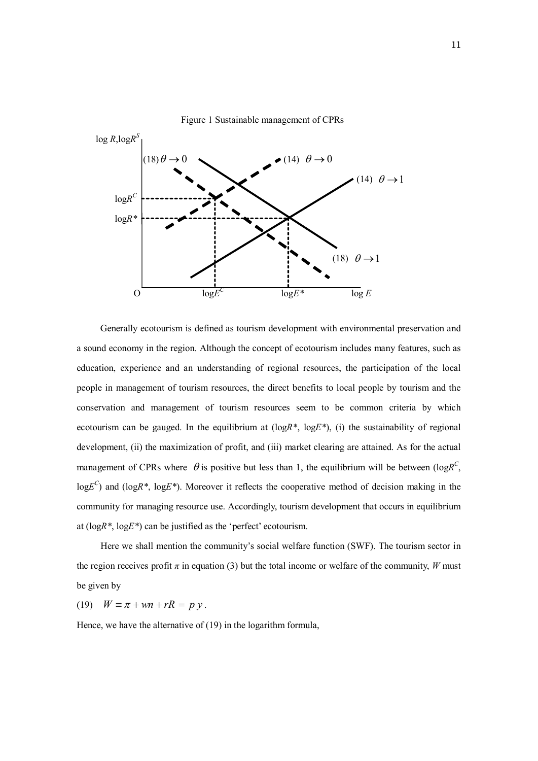Figure 1 Sustainable management of CPRs

Generally ecotourism is defined as tourism development with environmental preservation and a sound economy in the region. Although the concept of ecotourism includes many features, such as education, experience and an understanding of regional resources, the participation of the local people in management of tourism resources, the direct benefits to local people by tourism and the conservation and management of tourism resources seem to be common criteria by which ecotourism can be gauged. In the equilibrium at ($\log R^*$, $\log E^*$), (i) the sustainability of regional development, (ii) the maximization of profit, and (iii) market clearing are attained. As for the actual management of CPRs where $\theta$ is positive but less than 1, the equilibrium will be between ($\log R^C$, $\log E^C$) and ($\log R^*$, $\log E^*$). Moreover it reflects the cooperative method of decision making in the community for managing resource use. Accordingly, tourism development that occurs in equilibrium at ($\log R^*$, $\log E^*$) can be justified as the 'perfect' ecotourism.

Here we shall mention the community's social welfare function (SWF). The tourism sector in the region receives profit $\pi$ in equation (3) but the total income or welfare of the community, $W$ must be given by

$$(19) \quad W \equiv \pi + wn + rR = p\,y\,.$$

Hence, we have the alternative of (19) in the logarithm formula,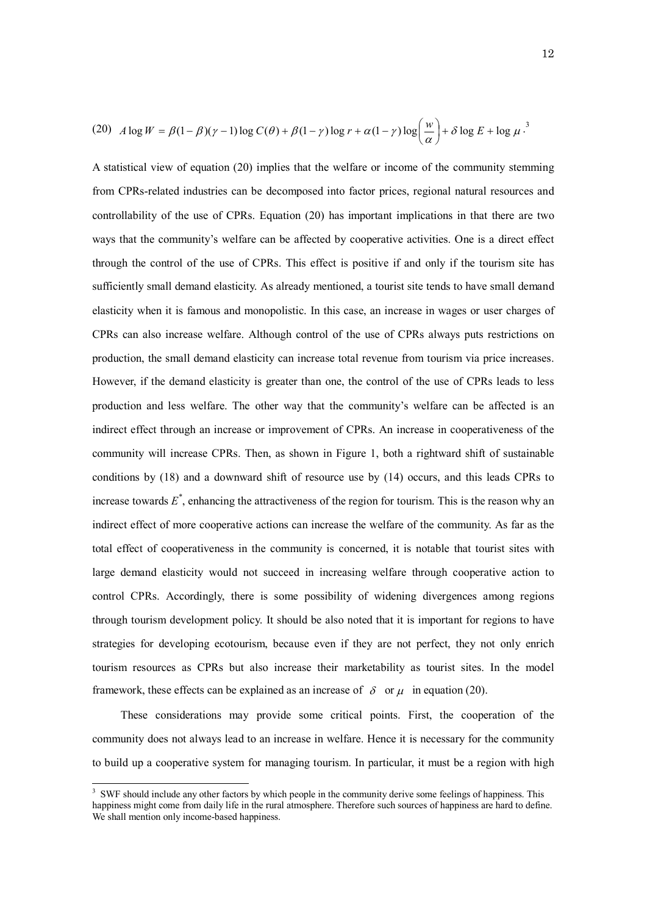(20) $A \log W = \beta(1-\beta)(\gamma-1)\log C(\theta) + \beta(1-\gamma)\log r + \alpha(1-\gamma)\log\left(\frac{w}{\alpha}\right) + \delta \log E + \log \mu$.[3]

A statistical view of equation (20) implies that the welfare or income of the community stemming from CPRs-related industries can be decomposed into factor prices, regional natural resources and controllability of the use of CPRs. Equation (20) has important implications in that there are two ways that the community's welfare can be affected by cooperative activities. One is a direct effect through the control of the use of CPRs. This effect is positive if and only if the tourism site has sufficiently small demand elasticity. As already mentioned, a tourist site tends to have small demand elasticity when it is famous and monopolistic. In this case, an increase in wages or user charges of CPRs can also increase welfare. Although control of the use of CPRs always puts restrictions on production, the small demand elasticity can increase total revenue from tourism via price increases. However, if the demand elasticity is greater than one, the control of the use of CPRs leads to less production and less welfare. The other way that the community's welfare can be affected is an indirect effect through an increase or improvement of CPRs. An increase in cooperativeness of the community will increase CPRs. Then, as shown in Figure 1, both a rightward shift of sustainable conditions by (18) and a downward shift of resource use by (14) occurs, and this leads CPRs to increase towards $E^*$, enhancing the attractiveness of the region for tourism. This is the reason why an indirect effect of more cooperative actions can increase the welfare of the community. As far as the total effect of cooperativeness in the community is concerned, it is notable that tourist sites with large demand elasticity would not succeed in increasing welfare through cooperative action to control CPRs. Accordingly, there is some possibility of widening divergences among regions through tourism development policy. It should be also noted that it is important for regions to have strategies for developing ecotourism, because even if they are not perfect, they not only enrich tourism resources as CPRs but also increase their marketability as tourist sites. In the model framework, these effects can be explained as an increase of $\delta$ or $\mu$ in equation (20).

These considerations may provide some critical points. First, the cooperation of the community does not always lead to an increase in welfare. Hence it is necessary for the community to build up a cooperative system for managing tourism. In particular, it must be a region with high

[3] SWF should include any other factors by which people in the community derive some feelings of happiness. This happiness might come from daily life in the rural atmosphere. Therefore such sources of happiness are hard to define. We shall mention only income-based happiness.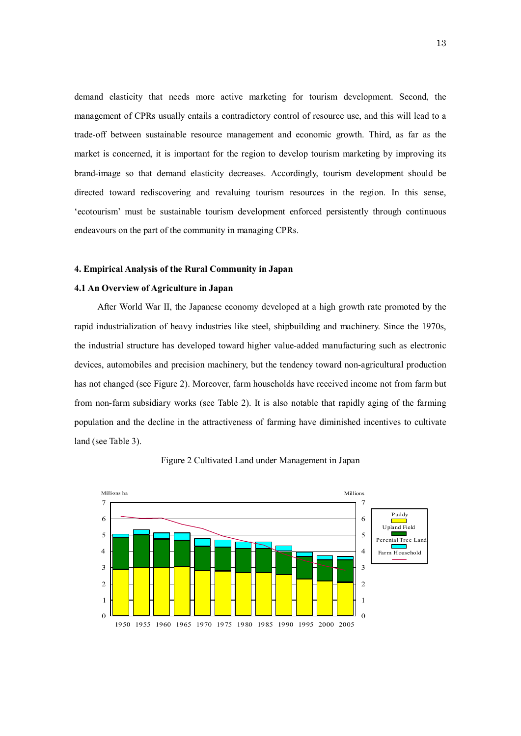demand elasticity that needs more active marketing for tourism development. Second, the management of CPRs usually entails a contradictory control of resource use, and this will lead to a trade-off between sustainable resource management and economic growth. Third, as far as the market is concerned, it is important for the region to develop tourism marketing by improving its brand-image so that demand elasticity decreases. Accordingly, tourism development should be directed toward rediscovering and revaluing tourism resources in the region. In this sense, 'ecotourism' must be sustainable tourism development enforced persistently through continuous endeavours on the part of the community in managing CPRs.

**4. Empirical Analysis of the Rural Community in Japan**

**4.1 An Overview of Agriculture in Japan**

After World War II, the Japanese economy developed at a high growth rate promoted by the rapid industrialization of heavy industries like steel, shipbuilding and machinery. Since the 1970s, the industrial structure has developed toward higher value-added manufacturing such as electronic devices, automobiles and precision machinery, but the tendency toward non-agricultural production has not changed (see Figure 2). Moreover, farm households have received income not from farm but from non-farm subsidiary works (see Table 2). It is also notable that rapidly aging of the farming population and the decline in the attractiveness of farming have diminished incentives to cultivate land (see Table 3).

Figure 2 Cultivated Land under Management in Japan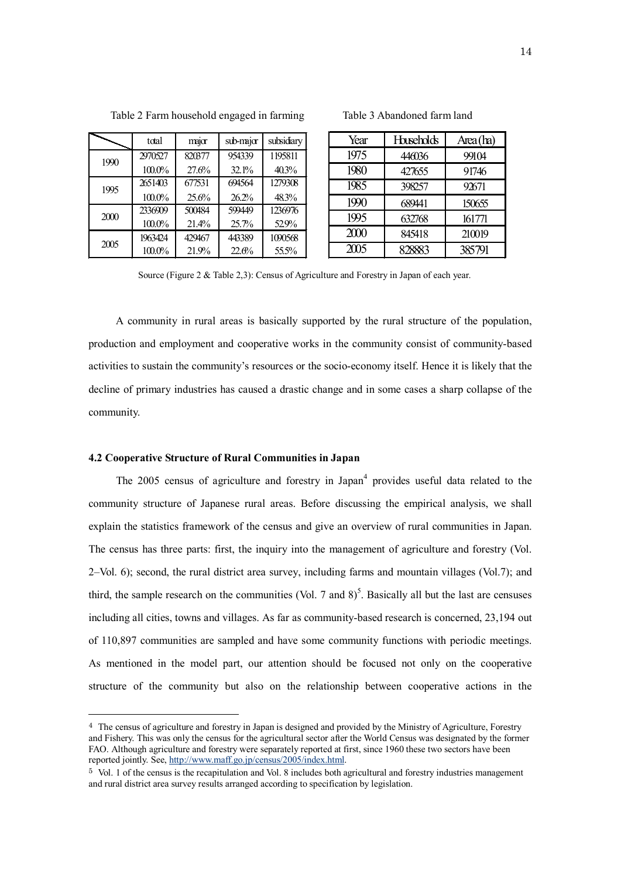Table 2 Farm household engaged in farming

| | | total | major | sub-major | subsidiary |
|---|---|---|---|---|---|
| 1990 | | 2970527 | 820377 | 954339 | 1195811 |
| | | 100.0% | 27.6% | 32.1% | 40.3% |
| 1995 | | 2651403 | 677531 | 694564 | 1279308 |
| | | 100.0% | 25.6% | 26.2% | 48.3% |
| 2000 | | 2336909 | 500484 | 599449 | 1236976 |
| | | 100.0% | 21.4% | 25.7% | 52.9% |
| 2005 | | 1963424 | 429467 | 443389 | 1090568 |
| | | 100.0% | 21.9% | 22.6% | 55.5% |

Table 3 Abandoned farm land

| Year | Households | Area (ha) |
|---|---|---|
| 1975 | 446036 | 99104 |
| 1980 | 427655 | 91746 |
| 1985 | 398257 | 92671 |
| 1990 | 689441 | 150655 |
| 1995 | 632768 | 161771 |
| 2000 | 845418 | 210019 |
| 2005 | 828883 | 385791 |

Source (Figure 2 & Table 2,3): Census of Agriculture and Forestry in Japan of each year.

A community in rural areas is basically supported by the rural structure of the population, production and employment and cooperative works in the community consist of community-based activities to sustain the community's resources or the socio-economy itself. Hence it is likely that the decline of primary industries has caused a drastic change and in some cases a sharp collapse of the community.

### 4.2 Cooperative Structure of Rural Communities in Japan

The 2005 census of agriculture and forestry in Japan[4] provides useful data related to the community structure of Japanese rural areas. Before discussing the empirical analysis, we shall explain the statistics framework of the census and give an overview of rural communities in Japan. The census has three parts: first, the inquiry into the management of agriculture and forestry (Vol. 2–Vol. 6); second, the rural district area survey, including farms and mountain villages (Vol.7); and third, the sample research on the communities (Vol. 7 and 8)[5]. Basically all but the last are censuses including all cities, towns and villages. As far as community-based research is concerned, 23,194 out of 110,897 communities are sampled and have some community functions with periodic meetings. As mentioned in the model part, our attention should be focused not only on the cooperative structure of the community but also on the relationship between cooperative actions in the

[4] The census of agriculture and forestry in Japan is designed and provided by the Ministry of Agriculture, Forestry and Fishery. This was only the census for the agricultural sector after the World Census was designated by the former FAO. Although agriculture and forestry were separately reported at first, since 1960 these two sectors have been reported jointly. See, http://www.maff.go.jp/census/2005/index.html.

[5] Vol. 1 of the census is the recapitulation and Vol. 8 includes both agricultural and forestry industries management and rural district area survey results arranged according to specification by legislation.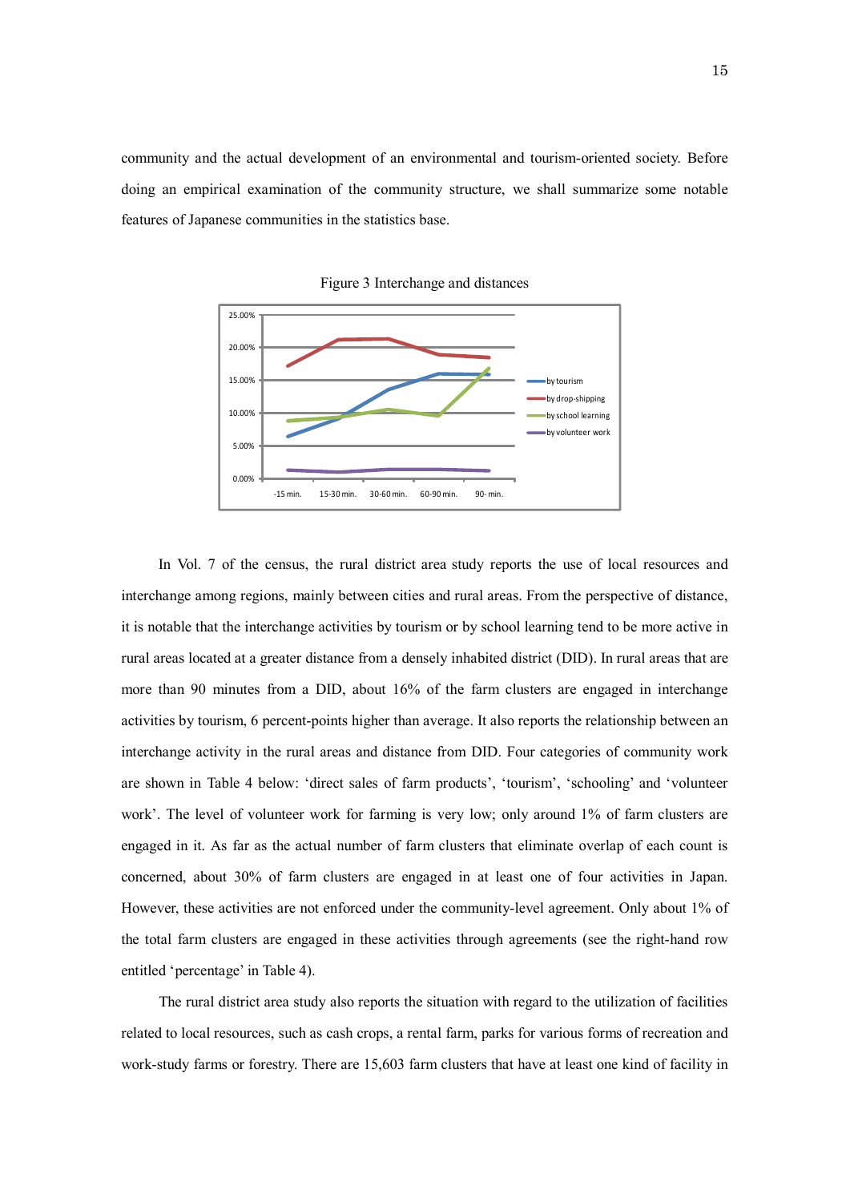community and the actual development of an environmental and tourism-oriented society. Before doing an empirical examination of the community structure, we shall summarize some notable features of Japanese communities in the statistics base.

Figure 3 Interchange and distances

In Vol. 7 of the census, the rural district area study reports the use of local resources and interchange among regions, mainly between cities and rural areas. From the perspective of distance, it is notable that the interchange activities by tourism or by school learning tend to be more active in rural areas located at a greater distance from a densely inhabited district (DID). In rural areas that are more than 90 minutes from a DID, about 16% of the farm clusters are engaged in interchange activities by tourism, 6 percent-points higher than average. It also reports the relationship between an interchange activity in the rural areas and distance from DID. Four categories of community work are shown in Table 4 below: 'direct sales of farm products', 'tourism', 'schooling' and 'volunteer work'. The level of volunteer work for farming is very low; only around 1% of farm clusters are engaged in it. As far as the actual number of farm clusters that eliminate overlap of each count is concerned, about 30% of farm clusters are engaged in at least one of four activities in Japan. However, these activities are not enforced under the community-level agreement. Only about 1% of the total farm clusters are engaged in these activities through agreements (see the right-hand row entitled 'percentage' in Table 4).

The rural district area study also reports the situation with regard to the utilization of facilities related to local resources, such as cash crops, a rental farm, parks for various forms of recreation and work-study farms or forestry. There are 15,603 farm clusters that have at least one kind of facility in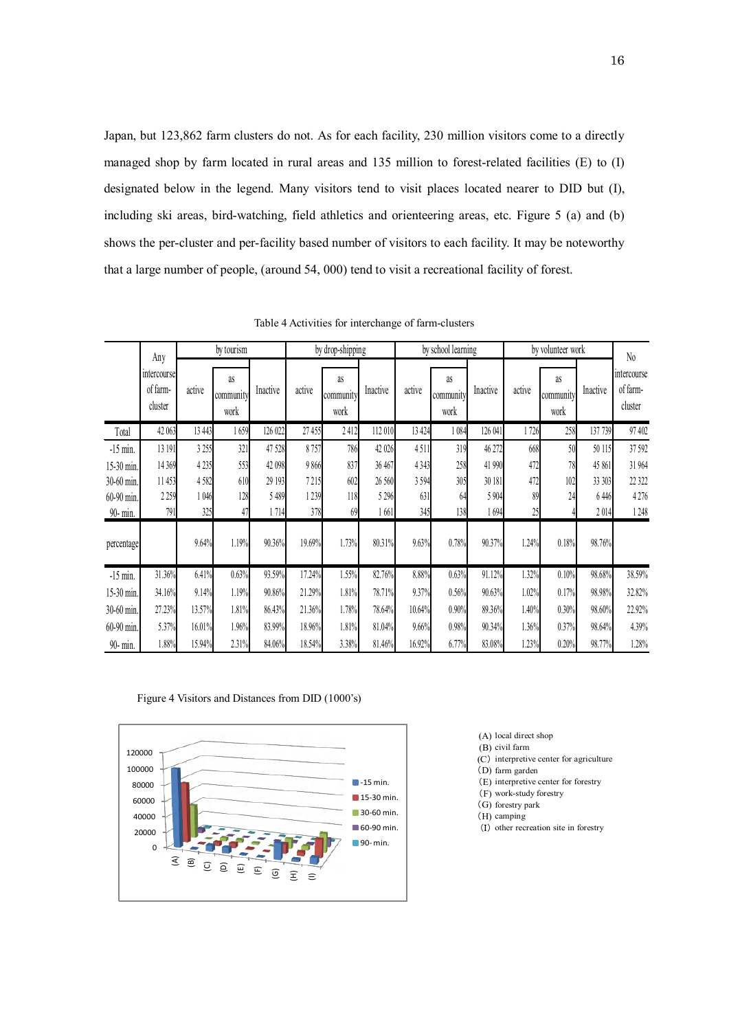Japan, but 123,862 farm clusters do not. As for each facility, 230 million visitors come to a directly managed shop by farm located in rural areas and 135 million to forest-related facilities (E) to (I) designated below in the legend. Many visitors tend to visit places located nearer to DID but (I), including ski areas, bird-watching, field athletics and orienteering areas, etc. Figure 5 (a) and (b) shows the per-cluster and per-facility based number of visitors to each facility. It may be noteworthy that a large number of people, (around 54, 000) tend to visit a recreational facility of forest.

Table 4 Activities for interchange of farm-clusters

| | Any intercourse of farm-cluster | by tourism | | | by drop-shipping | | | by school learning | | | by volunteer work | | | No intercourse of farm-cluster |
|---|---|---|---|---|---|---|---|---|---|---|---|---|---|---|
| | | active | as community work | Inactive | active | as community work | Inactive | active | as community work | Inactive | active | as community work | Inactive | |
| Total | 42 063 | 13 443 | 1 659 | 126 022 | 27 455 | 2 412 | 112 010 | 13 424 | 1 084 | 126 041 | 1 726 | 258 | 137 739 | 97 402 |
| -15 min. | 13 191 | 3 255 | 321 | 47 528 | 8 757 | 786 | 42 026 | 4 511 | 319 | 46 272 | 668 | 50 | 50 115 | 37 592 |
| 15-30 min. | 14 369 | 4 235 | 553 | 42 098 | 9 866 | 837 | 36 467 | 4 343 | 258 | 41 990 | 472 | 78 | 45 861 | 31 964 |
| 30-60 min. | 11 453 | 4 582 | 610 | 29 193 | 7 215 | 602 | 26 560 | 3 594 | 305 | 30 181 | 472 | 102 | 33 303 | 22 322 |
| 60-90 min. | 2 259 | 1 046 | 128 | 5 489 | 1 239 | 118 | 5 296 | 631 | 64 | 5 904 | 89 | 24 | 6 446 | 4 276 |
| 90- min. | 791 | 325 | 47 | 1 714 | 378 | 69 | 1 661 | 345 | 138 | 1 694 | 25 | 4 | 2 014 | 1 248 |
| percentage | | 9.64% | 1.19% | 90.36% | 19.69% | 1.73% | 80.31% | 9.63% | 0.78% | 90.37% | 1.24% | 0.18% | 98.76% | |
| -15 min. | 31.36% | 6.41% | 0.63% | 93.59% | 17.24% | 1.55% | 82.76% | 8.88% | 0.63% | 91.12% | 1.32% | 0.10% | 98.68% | 38.59% |
| 15-30 min. | 34.16% | 9.14% | 1.19% | 90.86% | 21.29% | 1.81% | 78.71% | 9.37% | 0.56% | 90.63% | 1.02% | 0.17% | 98.98% | 32.82% |
| 30-60 min. | 27.23% | 13.57% | 1.81% | 86.43% | 21.36% | 1.78% | 78.64% | 10.64% | 0.90% | 89.36% | 1.40% | 0.30% | 98.60% | 22.92% |
| 60-90 min. | 5.37% | 16.01% | 1.96% | 83.99% | 18.96% | 1.81% | 81.04% | 9.66% | 0.98% | 90.34% | 1.36% | 0.37% | 98.64% | 4.39% |
| 90- min. | 1.88% | 15.94% | 2.31% | 84.06% | 18.54% | 3.38% | 81.46% | 16.92% | 6.77% | 83.08% | 1.23% | 0.20% | 98.77% | 1.28% |

Figure 4 Visitors and Distances from DID (1000's)

(A) local direct shop
(B) civil farm
(C) interpretive center for agriculture
(D) farm garden
(E) interpretive center for forestry
(F) work-study forestry
(G) forestry park
(H) camping
(I) other recreation site in forestry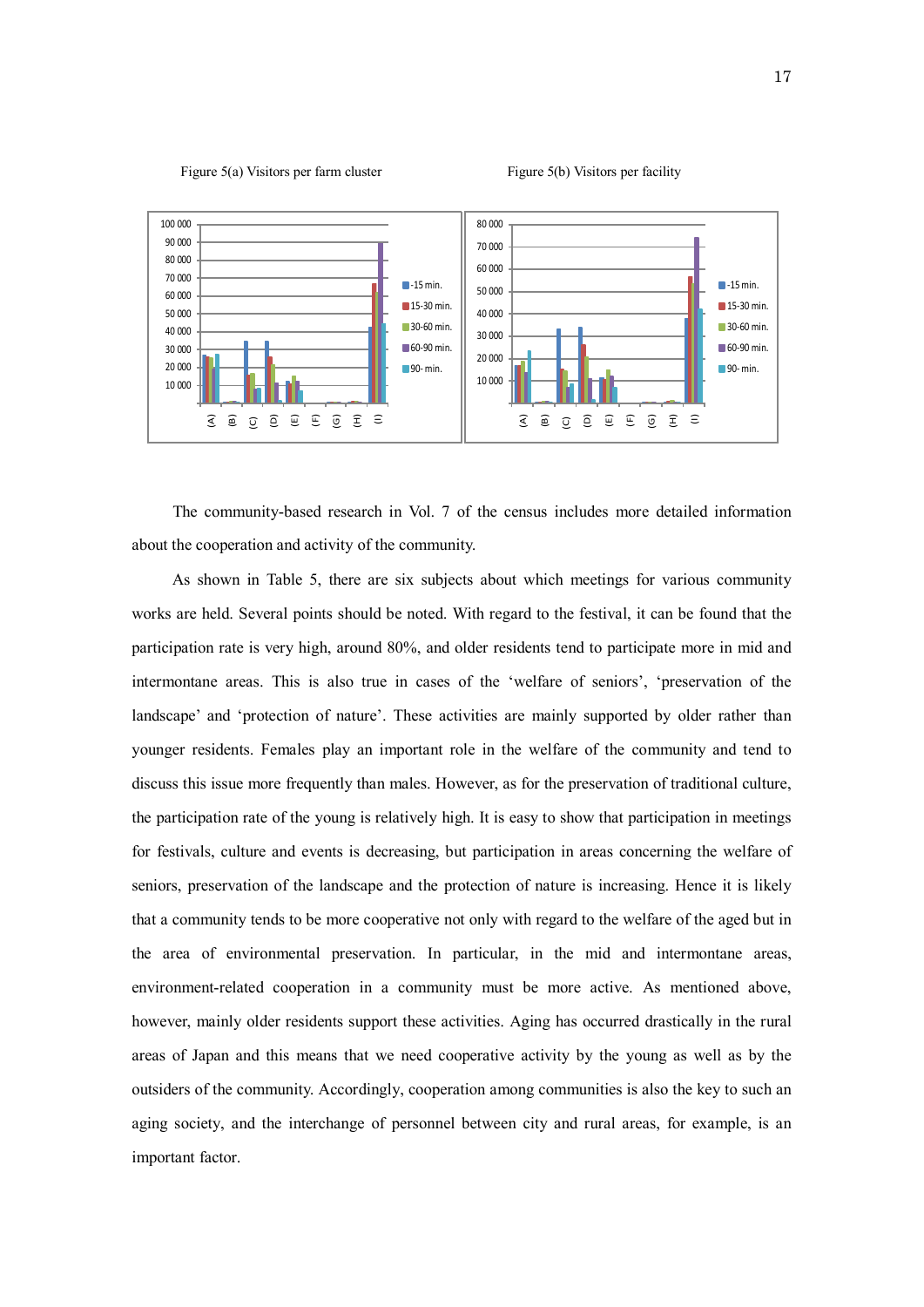Figure 5(a) Visitors per farm cluster

Figure 5(b) Visitors per facility

The community-based research in Vol. 7 of the census includes more detailed information about the cooperation and activity of the community.

As shown in Table 5, there are six subjects about which meetings for various community works are held. Several points should be noted. With regard to the festival, it can be found that the participation rate is very high, around 80%, and older residents tend to participate more in mid and intermontane areas. This is also true in cases of the 'welfare of seniors', 'preservation of the landscape' and 'protection of nature'. These activities are mainly supported by older rather than younger residents. Females play an important role in the welfare of the community and tend to discuss this issue more frequently than males. However, as for the preservation of traditional culture, the participation rate of the young is relatively high. It is easy to show that participation in meetings for festivals, culture and events is decreasing, but participation in areas concerning the welfare of seniors, preservation of the landscape and the protection of nature is increasing. Hence it is likely that a community tends to be more cooperative not only with regard to the welfare of the aged but in the area of environmental preservation. In particular, in the mid and intermontane areas, environment-related cooperation in a community must be more active. As mentioned above, however, mainly older residents support these activities. Aging has occurred drastically in the rural areas of Japan and this means that we need cooperative activity by the young as well as by the outsiders of the community. Accordingly, cooperation among communities is also the key to such an aging society, and the interchange of personnel between city and rural areas, for example, is an important factor.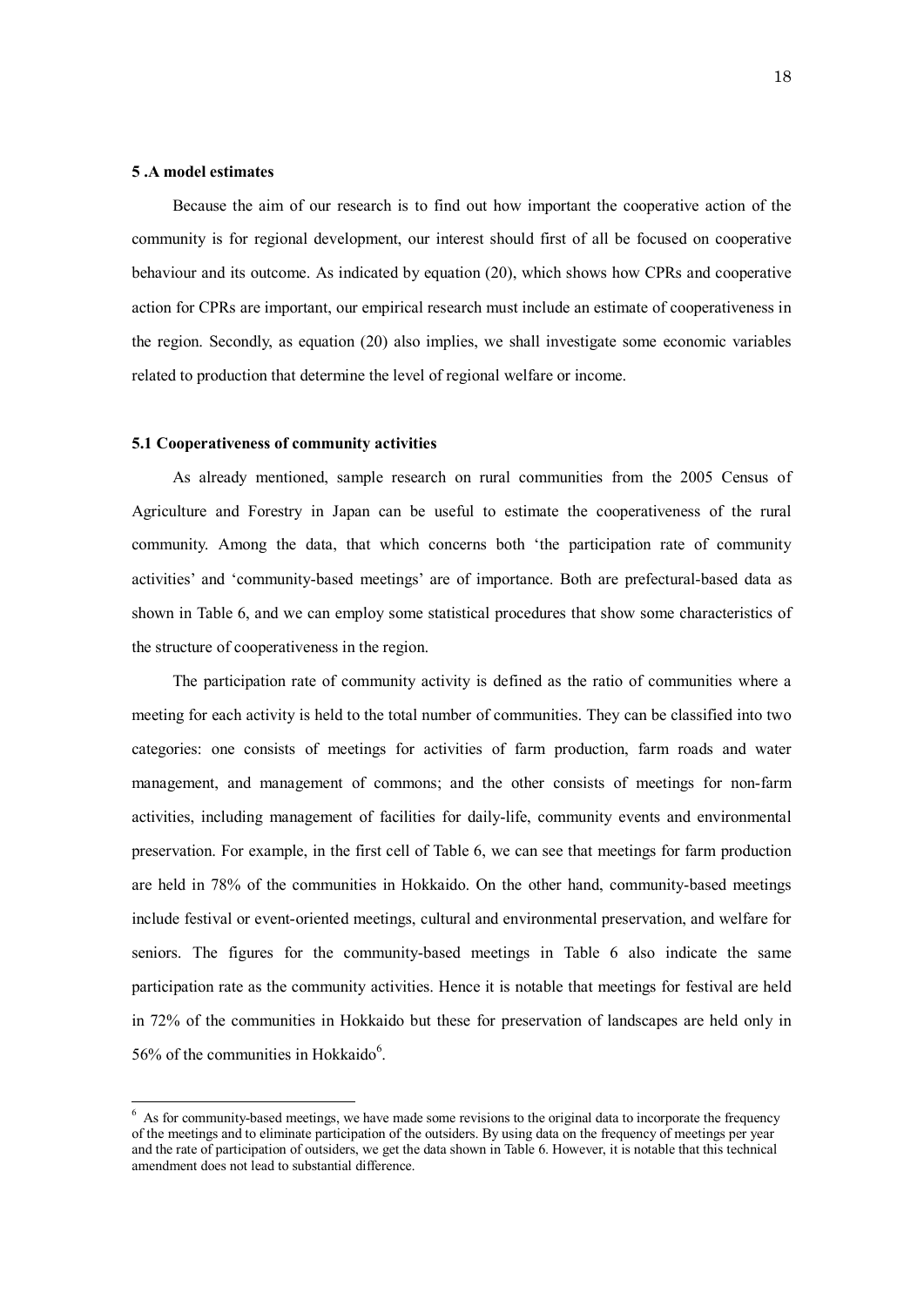### 5 .A model estimates

Because the aim of our research is to find out how important the cooperative action of the community is for regional development, our interest should first of all be focused on cooperative behaviour and its outcome. As indicated by equation (20), which shows how CPRs and cooperative action for CPRs are important, our empirical research must include an estimate of cooperativeness in the region. Secondly, as equation (20) also implies, we shall investigate some economic variables related to production that determine the level of regional welfare or income.

### 5.1 Cooperativeness of community activities

As already mentioned, sample research on rural communities from the 2005 Census of Agriculture and Forestry in Japan can be useful to estimate the cooperativeness of the rural community. Among the data, that which concerns both 'the participation rate of community activities' and 'community-based meetings' are of importance. Both are prefectural-based data as shown in Table 6, and we can employ some statistical procedures that show some characteristics of the structure of cooperativeness in the region.

The participation rate of community activity is defined as the ratio of communities where a meeting for each activity is held to the total number of communities. They can be classified into two categories: one consists of meetings for activities of farm production, farm roads and water management, and management of commons; and the other consists of meetings for non-farm activities, including management of facilities for daily-life, community events and environmental preservation. For example, in the first cell of Table 6, we can see that meetings for farm production are held in 78% of the communities in Hokkaido. On the other hand, community-based meetings include festival or event-oriented meetings, cultural and environmental preservation, and welfare for seniors. The figures for the community-based meetings in Table 6 also indicate the same participation rate as the community activities. Hence it is notable that meetings for festival are held in 72% of the communities in Hokkaido but these for preservation of landscapes are held only in 56% of the communities in Hokkaido[6].

---

[6] As for community-based meetings, we have made some revisions to the original data to incorporate the frequency of the meetings and to eliminate participation of the outsiders. By using data on the frequency of meetings per year and the rate of participation of outsiders, we get the data shown in Table 6. However, it is notable that this technical amendment does not lead to substantial difference.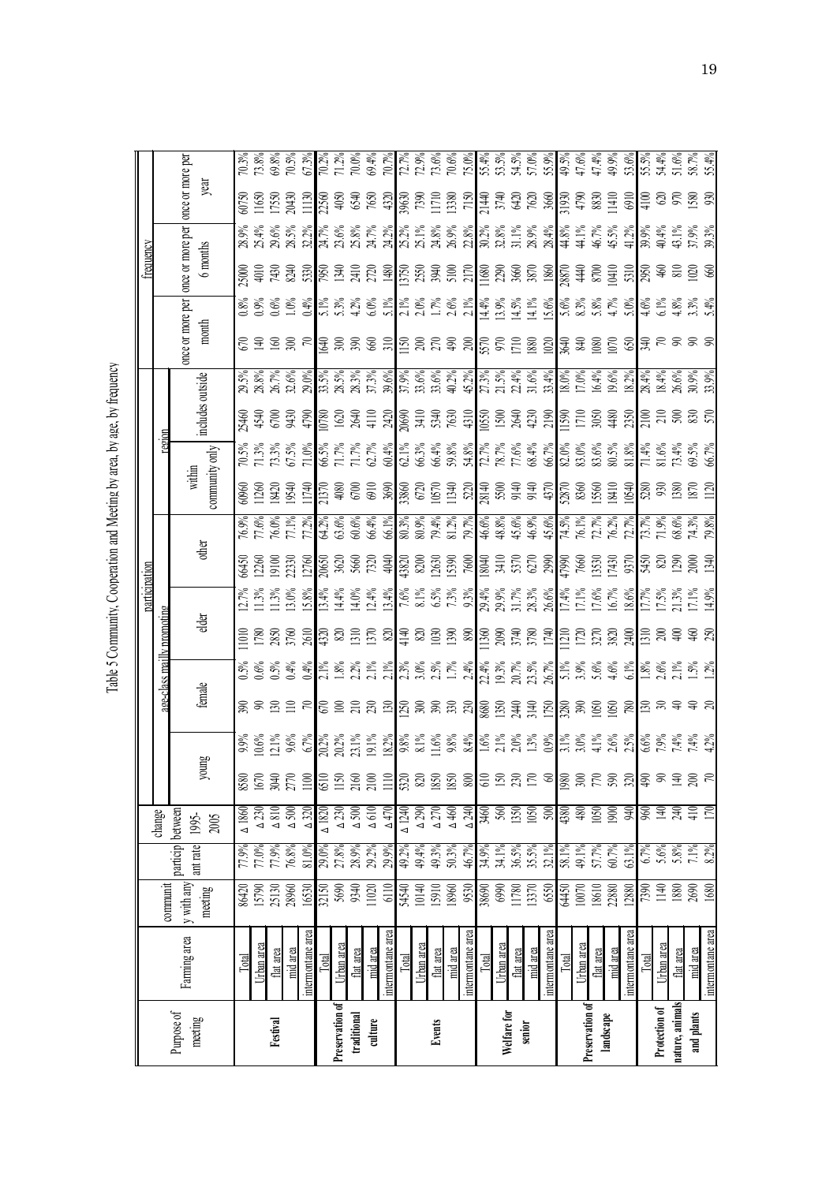Table 5 Community, Cooperation and Meeting by area, by age, by frequency

| Purpose of meeting | Farming area | community with any meeting | participant rate | change between 1995-2005 | participation | | | | | | | | | | | | | | | | | | | |
|---|---|---|---|---|---|---|---|---|---|---|---|---|---|---|---|---|---|---|---|---|---|---|---|---|
| | | | | | age-class mailly promoting | | | | | | | | region | | | | frequency | | | | | | | |
| | | | | | young | | female | | elder | | other | | within community only | | includes outside | | once or more per month | | once or more per 6 months | | once or more per year | | | |
| Festival | Total | 86420 | 77.9% | ∆ 1860 | 8580 | 9.9% | 390 | 0.5% | 11010 | 12.7% | 66450 | 76.9% | 60960 | 70.5% | 25460 | 29.5% | 670 | 0.8% | 25000 | 28.9% | 60750 | 70.3% | | |
| | Urban area | 15790 | 77.0% | ∆ 230 | 1670 | 10.6% | 90 | 0.6% | 1780 | 11.3% | 12260 | 77.6% | 11260 | 71.3% | 4540 | 28.8% | 140 | 0.9% | 4010 | 25.4% | 11650 | 73.8% | | |
| | flat area | 25130 | 77.9% | ∆ 810 | 3040 | 12.1% | 130 | 0.5% | 2850 | 11.3% | 19100 | 76.0% | 18420 | 73.3% | 6700 | 26.7% | 160 | 0.6% | 7430 | 29.6% | 17550 | 69.8% | | |
| | mid area | 28960 | 76.8% | ∆ 500 | 2770 | 9.6% | 110 | 0.4% | 3760 | 13.0% | 22330 | 77.1% | 19540 | 67.5% | 9430 | 32.6% | 300 | 1.0% | 8240 | 28.5% | 20430 | 70.5% | | |
| | intermontane area | 16530 | 81.0% | ∆ 320 | 1100 | 6.7% | 70 | 0.4% | 2610 | 15.8% | 12760 | 77.2% | 11740 | 71.0% | 4790 | 29.0% | 70 | 0.4% | 5330 | 32.2% | 11130 | 67.3% | | |
| Preservation of traditional culture | Total | 32150 | 29.0% | ∆ 1820 | 6510 | 20.2% | 670 | 2.1% | 4320 | 13.4% | 20650 | 64.2% | 21370 | 66.5% | 10780 | 33.5% | 1640 | 5.1% | 7950 | 24.7% | 22560 | 70.2% | | |
| | Urban area | 5690 | 27.8% | ∆ 230 | 1150 | 20.2% | 100 | 1.8% | 820 | 14.4% | 3620 | 63.6% | 4080 | 71.7% | 1620 | 28.5% | 300 | 5.3% | 1340 | 23.6% | 4050 | 71.2% | | |
| | flat area | 9340 | 28.9% | ∆ 500 | 2160 | 23.1% | 210 | 2.2% | 1310 | 14.0% | 5660 | 60.6% | 6700 | 71.7% | 2640 | 28.3% | 390 | 4.2% | 2410 | 25.8% | 6540 | 70.0% | | |
| | mid area | 11020 | 29.2% | ∆ 610 | 2100 | 19.1% | 230 | 2.1% | 1370 | 12.4% | 7320 | 66.4% | 6910 | 62.7% | 4110 | 37.3% | 660 | 6.0% | 2720 | 24.7% | 7650 | 69.4% | | |
| | intermontane area | 6110 | 29.9% | ∆ 470 | 1110 | 18.2% | 130 | 2.1% | 820 | 13.4% | 4040 | 66.1% | 3690 | 60.4% | 2420 | 39.6% | 310 | 5.1% | 1480 | 24.2% | 4320 | 70.7% | | |
| Events | Total | 54540 | 49.2% | ∆ 1240 | 5320 | 9.8% | 1250 | 2.3% | 4140 | 7.6% | 43820 | 80.3% | 33860 | 62.1% | 20690 | 37.9% | 1150 | 2.1% | 13750 | 25.2% | 39630 | 72.7% | | |
| | Urban area | 10140 | 49.4% | ∆ 290 | 820 | 8.1% | 300 | 3.0% | 820 | 8.1% | 8200 | 80.9% | 6720 | 66.3% | 3410 | 33.6% | 200 | 2.0% | 2550 | 25.1% | 7390 | 72.9% | | |
| | flat area | 15910 | 49.3% | ∆ 270 | 1850 | 11.6% | 390 | 2.5% | 1030 | 6.5% | 12630 | 79.4% | 10570 | 66.4% | 5340 | 33.6% | 270 | 1.7% | 3940 | 24.8% | 11710 | 73.6% | | |
| | mid area | 18960 | 50.3% | ∆ 460 | 1850 | 9.8% | 330 | 1.7% | 1390 | 7.3% | 15390 | 81.2% | 11340 | 59.8% | 7630 | 40.2% | 490 | 2.6% | 5100 | 26.9% | 13380 | 70.6% | | |
| | intermontane area | 9530 | 46.7% | ∆ 240 | 800 | 8.4% | 230 | 2.4% | 890 | 9.3% | 7600 | 79.7% | 5220 | 54.8% | 4310 | 45.2% | 200 | 2.1% | 2170 | 22.8% | 7150 | 75.0% | | |
| Welfare for senior | Total | 38690 | 34.9% | 3460 | 610 | 1.6% | 8680 | 22.4% | 11360 | 29.4% | 18040 | 46.6% | 28140 | 72.7% | 10550 | 27.3% | 5570 | 14.4% | 11680 | 30.2% | 21440 | 55.4% | | |
| | Urban area | 6990 | 34.1% | 560 | 150 | 2.1% | 1350 | 19.3% | 2090 | 29.9% | 3410 | 48.8% | 5500 | 78.7% | 1500 | 21.5% | 970 | 13.9% | 2290 | 32.8% | 3740 | 53.5% | | |
| | flat area | 11780 | 36.5% | 1350 | 230 | 2.0% | 2440 | 20.7% | 3740 | 31.7% | 5370 | 45.6% | 9140 | 77.6% | 2640 | 22.4% | 1710 | 14.5% | 3660 | 31.1% | 6420 | 54.5% | | |
| | mid area | 13370 | 35.5% | 1050 | 170 | 1.3% | 3140 | 23.5% | 3780 | 28.3% | 6270 | 46.9% | 9140 | 68.4% | 4230 | 31.6% | 1880 | 14.1% | 3870 | 28.9% | 7620 | 57.0% | | |
| | intermontane area | 6550 | 32.1% | 500 | 60 | 0.9% | 1750 | 26.7% | 1740 | 26.6% | 2990 | 45.6% | 4370 | 66.7% | 2190 | 33.4% | 1020 | 15.6% | 1860 | 28.4% | 3660 | 55.9% | | |
| Preservation of landscape | Total | 64450 | 58.1% | 4380 | 1980 | 3.1% | 3280 | 5.1% | 11210 | 17.4% | 47990 | 74.5% | 52870 | 82.0% | 11590 | 18.0% | 3640 | 5.6% | 28870 | 44.8% | 31930 | 49.5% | | |
| | Urban area | 10070 | 49.1% | 480 | 300 | 3.0% | 390 | 3.9% | 1720 | 17.1% | 7660 | 76.1% | 8360 | 83.0% | 1710 | 17.0% | 840 | 8.3% | 4440 | 44.1% | 4790 | 47.6% | | |
| | flat area | 18610 | 57.7% | 1050 | 770 | 4.1% | 1050 | 5.6% | 3270 | 17.6% | 13530 | 72.7% | 15560 | 83.6% | 3050 | 16.4% | 1080 | 5.8% | 8700 | 46.7% | 8830 | 47.4% | | |
| | mid area | 22880 | 60.7% | 1900 | 590 | 2.6% | 1050 | 4.6% | 3820 | 16.7% | 17430 | 76.2% | 18410 | 80.5% | 4480 | 19.6% | 1070 | 4.7% | 10410 | 45.5% | 11410 | 49.9% | | |
| | intermontane area | 12880 | 63.1% | 940 | 320 | 2.5% | 780 | 6.1% | 2400 | 18.6% | 9370 | 72.7% | 10540 | 81.8% | 2350 | 18.2% | 650 | 5.0% | 5310 | 41.2% | 6910 | 53.6% | | |
| Protection of nature, animals and plants | Total | 7390 | 6.7% | 960 | 490 | 6.6% | 130 | 1.8% | 1310 | 17.7% | 5450 | 73.7% | 5280 | 71.4% | 2100 | 28.4% | 340 | 4.6% | 2950 | 39.9% | 4100 | 55.5% | | |
| | Urban area | 1140 | 5.6% | 140 | 90 | 7.9% | 30 | 2.6% | 200 | 17.5% | 820 | 71.9% | 930 | 81.6% | 210 | 18.4% | 70 | 6.1% | 460 | 40.4% | 620 | 54.4% | | |
| | flat area | 1880 | 5.8% | 240 | 140 | 7.4% | 40 | 2.1% | 400 | 21.3% | 1290 | 68.6% | 1380 | 73.4% | 500 | 26.6% | 90 | 4.8% | 810 | 43.1% | 970 | 51.6% | | |
| | mid area | 2690 | 7.1% | 410 | 200 | 7.4% | 40 | 1.5% | 460 | 17.1% | 2000 | 74.3% | 1870 | 69.5% | 830 | 30.9% | 90 | 3.3% | 1020 | 37.9% | 1580 | 58.7% | | |
| | intermontane area | 1680 | 8.2% | 170 | 70 | 4.2% | 20 | 1.2% | 250 | 14.9% | 1340 | 79.8% | 1120 | 66.7% | 570 | 33.9% | 90 | 5.4% | 660 | 39.3% | 930 | 55.4% | | |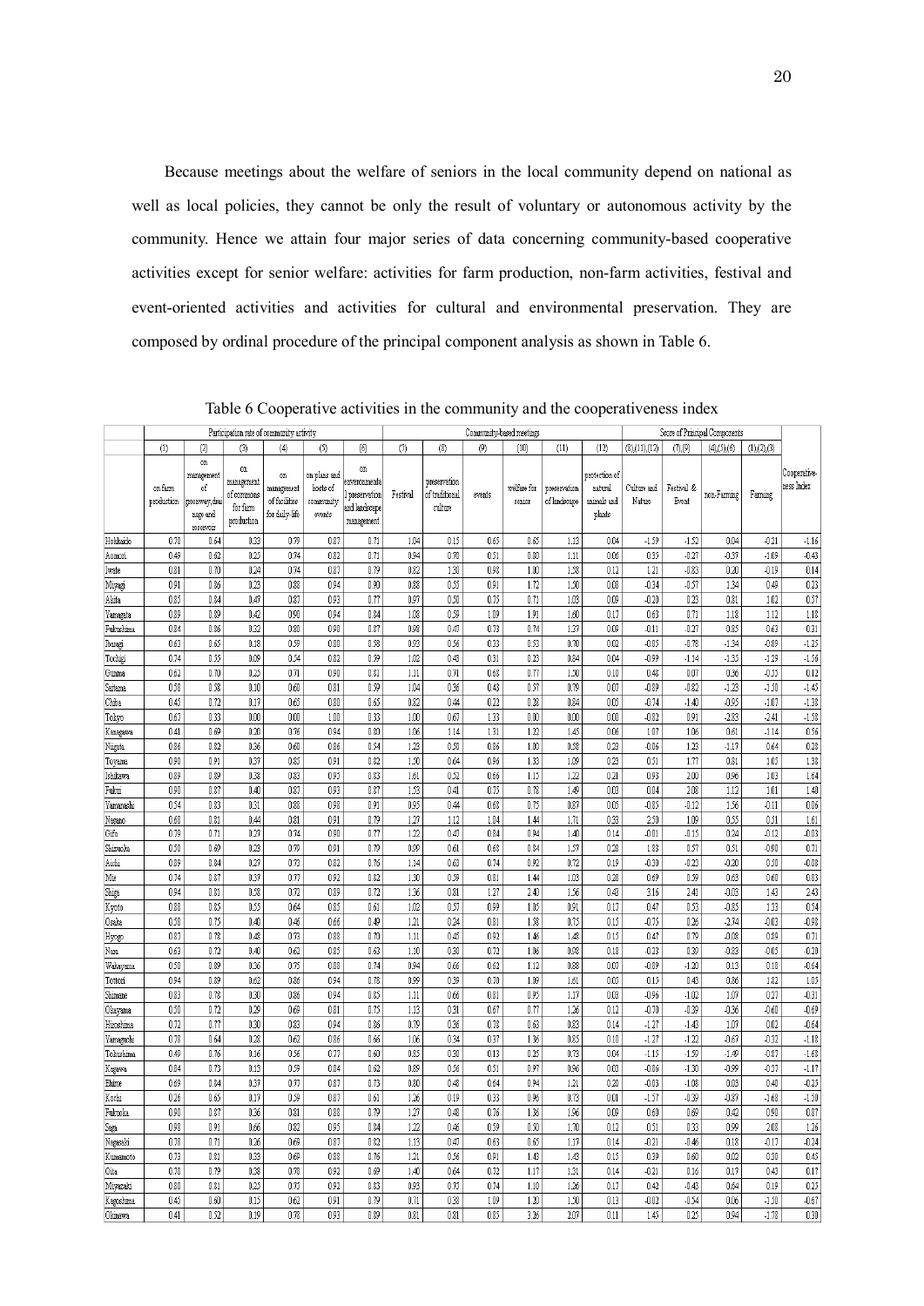Because meetings about the welfare of seniors in the local community depend on national as well as local policies, they cannot be only the result of voluntary or autonomous activity by the community. Hence we attain four major series of data concerning community-based cooperative activities except for senior welfare: activities for farm production, non-farm activities, festival and event-oriented activities and activities for cultural and environmental preservation. They are composed by ordinal procedure of the principal component analysis as shown in Table 6.

Table 6 Cooperative activities in the community and the cooperativeness index

| | Participation rate of community activity | | | | | | Community-based meetings | | | | | | Score of Principal Components | | | | |
|---|---|---|---|---|---|---|---|---|---|---|---|---|---|---|---|---|---|
| | (1) | (2) | (3) | (4) | (5) | (6) | (7) | (8) | (9) | (10) | (11) | (12) | (8),(11),(12) | (7),(9) | (4),(5),(6) | (1),(2),(3) | |
| | on farm production | on management of passeway, drainage and reservoir | on management of commons for farm production | on management of facilities for daily-life | on plans and hosts of community events | on environmental preservation and landscape management | Festival | preservation of traditional culture | events | welfare for senior | preservation of landscape | protection of natural animals and plants | Culture and Natue | Festival & Event | non-Farming | Farming | Cooperativeness Index |
| Hokkaido | 0.78 | 0.64 | 0.23 | 0.79 | 0.87 | 0.71 | 1.04 | 0.15 | 0.65 | 0.65 | 1.13 | 0.04 | -1.59 | -1.52 | 0.04 | -0.21 | -1.16 |
| Aomori | 0.49 | 0.62 | 0.25 | 0.74 | 0.82 | 0.71 | 0.94 | 0.70 | 0.51 | 0.80 | 1.11 | 0.06 | 0.35 | -0.27 | -0.37 | -1.09 | -0.43 |
| Iwate | 0.81 | 0.70 | 0.24 | 0.74 | 0.87 | 0.79 | 0.82 | 1.30 | 0.98 | 1.00 | 1.58 | 0.12 | 1.21 | -0.83 | 0.20 | -0.19 | 0.14 |
| Miyagi | 0.91 | 0.86 | 0.23 | 0.88 | 0.94 | 0.90 | 0.88 | 0.55 | 0.91 | 1.72 | 1.50 | 0.08 | -0.34 | -0.57 | 1.34 | 0.49 | 0.23 |
| Akita | 0.85 | 0.84 | 0.47 | 0.87 | 0.93 | 0.77 | 0.97 | 0.50 | 0.75 | 0.71 | 1.03 | 0.09 | -0.20 | 0.23 | 0.81 | 1.02 | 0.57 |
| Yamagata | 0.89 | 0.89 | 0.42 | 0.90 | 0.94 | 0.84 | 1.08 | 0.59 | 1.09 | 1.91 | 1.60 | 0.17 | 0.63 | 0.71 | 1.18 | 1.12 | 1.18 |
| Fukushima | 0.84 | 0.86 | 0.32 | 0.80 | 0.90 | 0.87 | 0.98 | 0.47 | 0.73 | 0.74 | 1.37 | 0.09 | -0.11 | -0.27 | 0.85 | 0.63 | 0.31 |
| Ibaragi | 0.63 | 0.65 | 0.18 | 0.59 | 0.80 | 0.68 | 0.93 | 0.56 | 0.33 | 0.53 | 0.70 | 0.02 | -0.85 | -0.78 | -1.34 | -0.89 | -1.25 |
| Tochigi | 0.74 | 0.55 | 0.09 | 0.54 | 0.82 | 0.59 | 1.02 | 0.43 | 0.31 | 0.23 | 0.84 | 0.04 | -0.99 | -1.14 | -1.35 | -1.29 | -1.56 |
| Gunma | 0.62 | 0.70 | 0.25 | 0.71 | 0.90 | 0.81 | 1.11 | 0.71 | 0.68 | 0.77 | 1.50 | 0.10 | 0.48 | 0.07 | 0.36 | -0.55 | 0.12 |
| Saitama | 0.58 | 0.58 | 0.10 | 0.60 | 0.81 | 0.59 | 1.04 | 0.36 | 0.43 | 0.57 | 0.79 | 0.07 | -0.89 | -0.82 | -1.23 | -1.50 | -1.45 |
| Chiba | 0.45 | 0.72 | 0.17 | 0.65 | 0.80 | 0.65 | 0.82 | 0.44 | 0.22 | 0.28 | 0.84 | 0.05 | -0.74 | -1.40 | -0.95 | -1.07 | -1.38 |
| Tokyo | 0.67 | 0.33 | 0.00 | 0.00 | 1.00 | 0.33 | 1.00 | 0.67 | 1.33 | 0.00 | 0.00 | 0.00 | -0.82 | 0.91 | -2.83 | -2.41 | -1.58 |
| Kanagawa | 0.41 | 0.69 | 0.20 | 0.76 | 0.94 | 0.80 | 1.06 | 1.14 | 1.31 | 1.22 | 1.45 | 0.06 | 1.07 | 1.06 | 0.61 | -1.14 | 0.56 |
| Niigata | 0.86 | 0.82 | 0.36 | 0.60 | 0.86 | 0.54 | 1.23 | 0.50 | 0.86 | 1.00 | 0.58 | 0.23 | -0.06 | 1.23 | -1.17 | 0.64 | 0.28 |
| Toyama | 0.90 | 0.91 | 0.37 | 0.85 | 0.91 | 0.82 | 1.50 | 0.64 | 0.96 | 1.33 | 1.09 | 0.23 | 0.51 | 1.77 | 0.81 | 1.05 | 1.38 |
| Ishikawa | 0.89 | 0.89 | 0.38 | 0.83 | 0.93 | 0.83 | 1.61 | 0.52 | 0.66 | 1.15 | 1.22 | 0.21 | 0.93 | 2.00 | 0.96 | 1.03 | 1.64 |
| Fukui | 0.90 | 0.87 | 0.40 | 0.87 | 0.93 | 0.87 | 1.53 | 0.41 | 0.75 | 0.78 | 1.49 | 0.03 | 0.04 | 2.08 | 1.12 | 1.01 | 1.40 |
| Yamanashi | 0.54 | 0.83 | 0.31 | 0.88 | 0.98 | 0.91 | 0.95 | 0.44 | 0.68 | 0.75 | 0.87 | 0.05 | -0.85 | -0.12 | 1.56 | -0.11 | 0.06 |
| Nagano | 0.68 | 0.81 | 0.44 | 0.81 | 0.91 | 0.79 | 1.27 | 1.12 | 1.04 | 1.44 | 1.71 | 0.33 | 2.50 | 1.09 | 0.55 | 0.51 | 1.61 |
| Gifu | 0.79 | 0.71 | 0.27 | 0.74 | 0.90 | 0.77 | 1.22 | 0.47 | 0.84 | 0.94 | 1.40 | 0.14 | -0.01 | 0.79 | 0.24 | -0.12 | -0.03 |
| Shizuoka | 0.50 | 0.69 | 0.23 | 0.79 | 0.91 | 0.79 | 0.09 | 0.61 | 0.68 | 0.84 | 1.57 | 0.28 | 1.83 | 0.57 | 0.51 | -0.90 | 0.71 |
| Aichi | 0.89 | 0.84 | 0.27 | 0.73 | 0.82 | 0.76 | 1.14 | 0.63 | 0.74 | 0.92 | 0.72 | 0.19 | -0.30 | -0.23 | -0.20 | 0.50 | -0.08 |
| Mie | 0.74 | 0.87 | 0.37 | 0.77 | 0.92 | 0.82 | 1.30 | 0.59 | 0.81 | 1.44 | 1.03 | 0.28 | 0.69 | 0.59 | 0.63 | 0.60 | 0.83 |
| Shiga | 0.94 | 0.81 | 0.58 | 0.72 | 0.89 | 0.72 | 1.36 | 0.81 | 1.27 | 2.40 | 1.56 | 0.43 | 3.16 | 2.41 | -0.03 | 1.43 | 2.43 |
| Kyoto | 0.88 | 0.85 | 0.55 | 0.64 | 0.85 | 0.61 | 1.02 | 0.57 | 0.99 | 1.05 | 0.91 | 0.17 | 0.47 | 0.53 | -0.85 | 1.33 | 0.54 |
| Osaka | 0.58 | 0.75 | 0.40 | 0.46 | 0.66 | 0.49 | 1.21 | 0.24 | 0.81 | 1.58 | 0.75 | 0.15 | -0.75 | 0.26 | -2.74 | -0.03 | -0.98 |
| Hyogo | 0.87 | 0.78 | 0.48 | 0.73 | 0.88 | 0.70 | 1.11 | 0.45 | 0.92 | 1.46 | 1.48 | 0.15 | 0.47 | 0.79 | -0.08 | 0.89 | 0.71 |
| Nara | 0.63 | 0.72 | 0.40 | 0.62 | 0.85 | 0.63 | 1.10 | 0.30 | 0.72 | 1.06 | 0.98 | 0.18 | -0.23 | 0.39 | -0.83 | -0.05 | -0.20 |
| Wakayama | 0.50 | 0.89 | 0.36 | 0.75 | 0.88 | 0.74 | 0.94 | 0.66 | 0.62 | 1.12 | 0.88 | 0.07 | -0.09 | -1.20 | 0.13 | 0.18 | -0.64 |
| Tottori | 0.94 | 0.89 | 0.62 | 0.86 | 0.94 | 0.78 | 0.99 | 0.39 | 0.70 | 1.09 | 1.61 | 0.03 | 0.15 | 0.43 | 0.86 | 1.82 | 1.05 |
| Shimane | 0.83 | 0.78 | 0.30 | 0.86 | 0.94 | 0.85 | 1.11 | 0.66 | 0.81 | 0.95 | 1.17 | 0.03 | -0.96 | -1.02 | 1.07 | 0.27 | -0.31 |
| Okayama | 0.50 | 0.72 | 0.29 | 0.69 | 0.81 | 0.75 | 1.13 | 0.31 | 0.67 | 0.77 | 1.26 | 0.12 | -0.70 | -0.39 | -0.36 | -0.60 | -0.69 |
| Hiroshima | 0.72 | 0.77 | 0.30 | 0.83 | 0.94 | 0.86 | 0.79 | 0.36 | 0.78 | 0.63 | 0.83 | 0.14 | -1.27 | -1.43 | 1.07 | 0.02 | -0.64 |
| Yamaguchi | 0.78 | 0.64 | 0.28 | 0.62 | 0.86 | 0.66 | 1.06 | 0.34 | 0.37 | 1.38 | 0.85 | 0.10 | -1.27 | -1.22 | -0.67 | -0.32 | -1.18 |
| Tokushima | 0.49 | 0.76 | 0.16 | 0.56 | 0.77 | 0.60 | 0.85 | 0.30 | 0.13 | 0.25 | 0.73 | 0.04 | -1.15 | -1.59 | -1.49 | -0.87 | -1.68 |
| Kagawa | 0.84 | 0.73 | 0.13 | 0.59 | 0.84 | 0.62 | 0.89 | 0.56 | 0.51 | 0.97 | 0.96 | 0.03 | -0.86 | -1.30 | -0.99 | -0.37 | -1.17 |
| Ehime | 0.69 | 0.84 | 0.37 | 0.77 | 0.87 | 0.73 | 0.80 | 0.48 | 0.64 | 0.94 | 1.21 | 0.20 | -0.03 | -1.08 | 0.03 | 0.40 | -0.25 |
| Kochi | 0.26 | 0.65 | 0.17 | 0.59 | 0.87 | 0.61 | 1.26 | 0.19 | 0.33 | 0.96 | 0.73 | 0.01 | -1.57 | -0.39 | -0.87 | -1.68 | -1.50 |
| Fukuoka | 0.90 | 0.87 | 0.36 | 0.81 | 0.88 | 0.79 | 1.27 | 0.48 | 0.76 | 1.36 | 1.96 | 0.09 | 0.60 | 0.69 | 0.42 | 0.90 | 0.87 |
| Saga | 0.98 | 0.91 | 0.66 | 0.82 | 0.95 | 0.84 | 1.22 | 0.39 | 0.46 | 0.59 | 0.50 | 1.70 | 0.12 | 0.51 | 0.33 | 0.99 | 2.08 | 1.26 |
| Nagasaki | 0.78 | 0.71 | 0.26 | 0.69 | 0.87 | 0.82 | 1.13 | 0.47 | 0.63 | 0.65 | 1.17 | 0.14 | -0.21 | -0.46 | 0.18 | -0.17 | -0.24 |
| Kumamoto | 0.73 | 0.81 | 0.33 | 0.69 | 0.88 | 0.76 | 1.21 | 0.56 | 0.91 | 1.43 | 1.43 | 0.15 | 0.39 | 0.60 | 0.02 | 0.30 | 0.45 |
| Oita | 0.78 | 0.79 | 0.38 | 0.78 | 0.92 | 0.69 | 1.40 | 0.64 | 0.72 | 1.17 | 1.31 | 0.14 | -0.21 | 0.16 | 0.17 | 0.43 | 0.17 |
| Miyazaki | 0.80 | 0.81 | 0.25 | 0.75 | 0.92 | 0.83 | 0.93 | 0.75 | 0.74 | 1.10 | 1.26 | 0.17 | 0.42 | -0.43 | 0.64 | 0.19 | 0.25 |
| Kagoshima | 0.45 | 0.60 | 0.15 | 0.62 | 0.91 | 0.79 | 0.71 | 0.58 | 1.09 | 1.20 | 1.50 | 0.13 | -0.02 | -0.54 | 0.06 | -1.50 | -0.67 |
| Okinawa | 0.41 | 0.52 | 0.19 | 0.78 | 0.93 | 0.89 | 0.81 | 0.81 | 0.85 | 3.26 | 2.07 | 0.11 | 1.45 | 0.25 | 0.94 | -1.78 | 0.30 |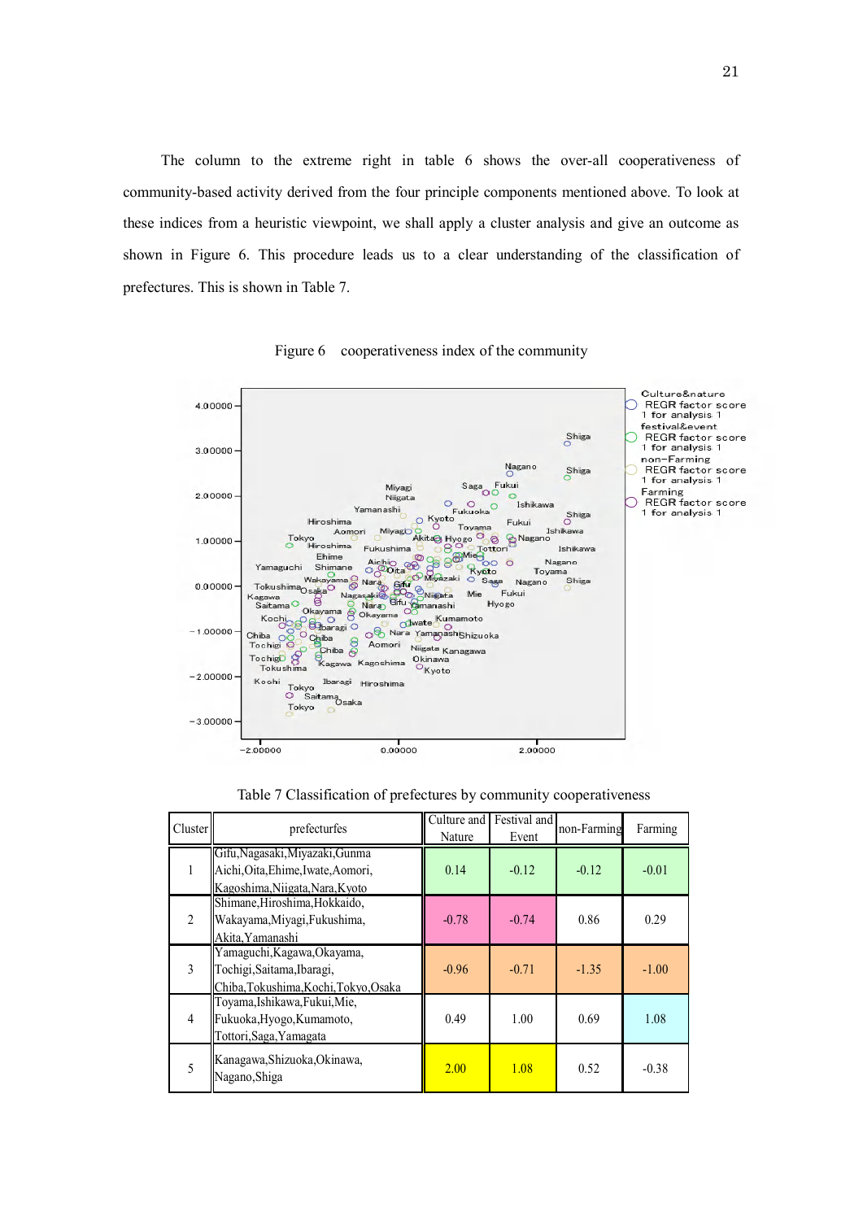The column to the extreme right in table 6 shows the over-all cooperativeness of community-based activity derived from the four principle components mentioned above. To look at these indices from a heuristic viewpoint, we shall apply a cluster analysis and give an outcome as shown in Figure 6. This procedure leads us to a clear understanding of the classification of prefectures. This is shown in Table 7.

Figure 6 cooperativeness index of the community

Table 7 Classification of prefectures by community cooperativeness

| Cluster | prefecturfes | Culture and Nature | Festival and Event | non-Farming | Farming |
|---|---|---|---|---|---|
| 1 | Gifu,Nagasaki,Miyazaki,Gunma Aichi,Oita,Ehime,Iwate,Aomori, Kagoshima,Niigata,Nara,Kyoto | 0.14 | -0.12 | -0.12 | -0.01 |
| 2 | Shimane,Hiroshima,Hokkaido, Wakayama,Miyagi,Fukushima, Akita,Yamanashi | -0.78 | -0.74 | 0.86 | 0.29 |
| 3 | Yamaguchi,Kagawa,Okayama, Tochigi,Saitama,Ibaragi, Chiba,Tokushima,Kochi,Tokyo,Osaka | -0.96 | -0.71 | -1.35 | -1.00 |
| 4 | Toyama,Ishikawa,Fukui,Mie, Fukuoka,Hyogo,Kumamoto, Tottori,Saga,Yamagata | 0.49 | 1.00 | 0.69 | 1.08 |
| 5 | Kanagawa,Shizuoka,Okinawa, Nagano,Shiga | 2.00 | 1.08 | 0.52 | -0.38 |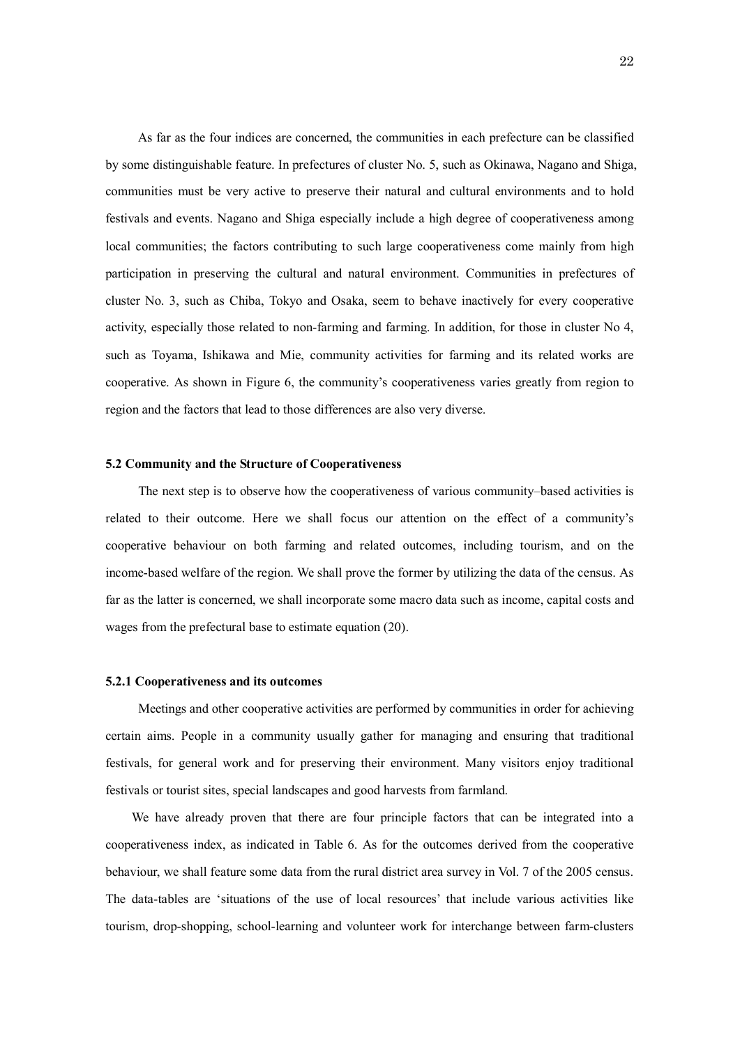As far as the four indices are concerned, the communities in each prefecture can be classified by some distinguishable feature. In prefectures of cluster No. 5, such as Okinawa, Nagano and Shiga, communities must be very active to preserve their natural and cultural environments and to hold festivals and events. Nagano and Shiga especially include a high degree of cooperativeness among local communities; the factors contributing to such large cooperativeness come mainly from high participation in preserving the cultural and natural environment. Communities in prefectures of cluster No. 3, such as Chiba, Tokyo and Osaka, seem to behave inactively for every cooperative activity, especially those related to non-farming and farming. In addition, for those in cluster No 4, such as Toyama, Ishikawa and Mie, community activities for farming and its related works are cooperative. As shown in Figure 6, the community's cooperativeness varies greatly from region to region and the factors that lead to those differences are also very diverse.

### 5.2 Community and the Structure of Cooperativeness

The next step is to observe how the cooperativeness of various community–based activities is related to their outcome. Here we shall focus our attention on the effect of a community's cooperative behaviour on both farming and related outcomes, including tourism, and on the income-based welfare of the region. We shall prove the former by utilizing the data of the census. As far as the latter is concerned, we shall incorporate some macro data such as income, capital costs and wages from the prefectural base to estimate equation (20).

#### 5.2.1 Cooperativeness and its outcomes

Meetings and other cooperative activities are performed by communities in order for achieving certain aims. People in a community usually gather for managing and ensuring that traditional festivals, for general work and for preserving their environment. Many visitors enjoy traditional festivals or tourist sites, special landscapes and good harvests from farmland.

We have already proven that there are four principle factors that can be integrated into a cooperativeness index, as indicated in Table 6. As for the outcomes derived from the cooperative behaviour, we shall feature some data from the rural district area survey in Vol. 7 of the 2005 census. The data-tables are 'situations of the use of local resources' that include various activities like tourism, drop-shopping, school-learning and volunteer work for interchange between farm-clusters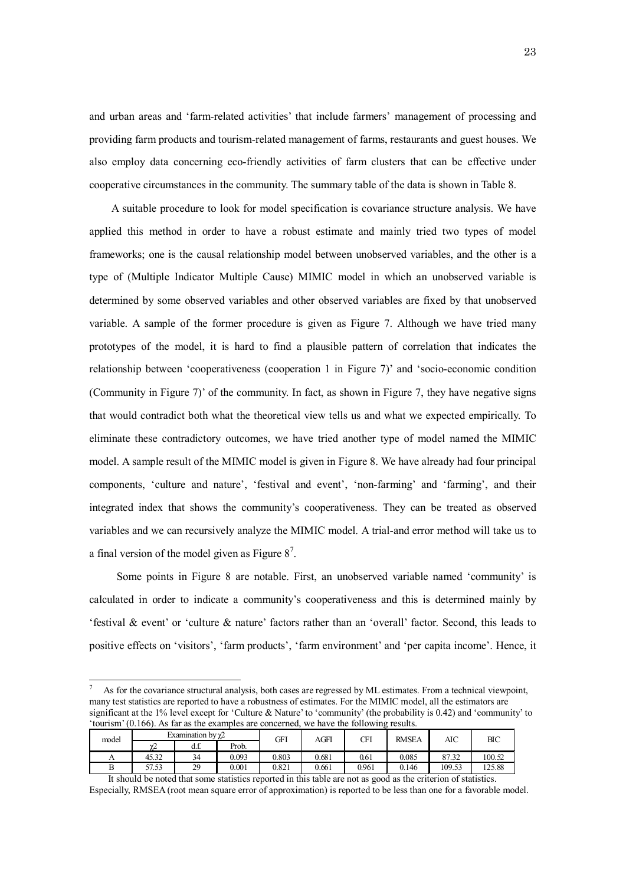and urban areas and 'farm-related activities' that include farmers' management of processing and providing farm products and tourism-related management of farms, restaurants and guest houses. We also employ data concerning eco-friendly activities of farm clusters that can be effective under cooperative circumstances in the community. The summary table of the data is shown in Table 8.

A suitable procedure to look for model specification is covariance structure analysis. We have applied this method in order to have a robust estimate and mainly tried two types of model frameworks; one is the causal relationship model between unobserved variables, and the other is a type of (Multiple Indicator Multiple Cause) MIMIC model in which an unobserved variable is determined by some observed variables and other observed variables are fixed by that unobserved variable. A sample of the former procedure is given as Figure 7. Although we have tried many prototypes of the model, it is hard to find a plausible pattern of correlation that indicates the relationship between 'cooperativeness (cooperation 1 in Figure 7)' and 'socio-economic condition (Community in Figure 7)' of the community. In fact, as shown in Figure 7, they have negative signs that would contradict both what the theoretical view tells us and what we expected empirically. To eliminate these contradictory outcomes, we have tried another type of model named the MIMIC model. A sample result of the MIMIC model is given in Figure 8. We have already had four principal components, 'culture and nature', 'festival and event', 'non-farming' and 'farming', and their integrated index that shows the community's cooperativeness. They can be treated as observed variables and we can recursively analyze the MIMIC model. A trial-and error method will take us to a final version of the model given as Figure 8[7].

Some points in Figure 8 are notable. First, an unobserved variable named 'community' is calculated in order to indicate a community's cooperativeness and this is determined mainly by 'festival & event' or 'culture & nature' factors rather than an 'overall' factor. Second, this leads to positive effects on 'visitors', 'farm products', 'farm environment' and 'per capita income'. Hence, it

---

[7] As for the covariance structural analysis, both cases are regressed by ML estimates. From a technical viewpoint, many test statistics are reported to have a robustness of estimates. For the MIMIC model, all the estimators are significant at the 1% level except for 'Culture & Nature' to 'community' (the probability is 0.42) and 'community' to 'tourism' (0.166). As far as the examples are concerned, we have the following results.

| model | Examination by $\chi^2$ | | | GFI | AGFI | CFI | RMSEA | AIC | BIC |
|---|---|---|---|---|---|---|---|---|---|
| | $\chi^2$ | d.f. | Prob. | | | | | | |
| A | 45.32 | 34 | 0.093 | 0.803 | 0.681 | 0.61 | 0.085 | 87.32 | 100.52 |
| B | 57.53 | 29 | 0.001 | 0.821 | 0.661 | 0.961 | 0.146 | 109.53 | 125.88 |

It should be noted that some statistics reported in this table are not as good as the criterion of statistics. Especially, RMSEA (root mean square error of approximation) is reported to be less than one for a favorable model.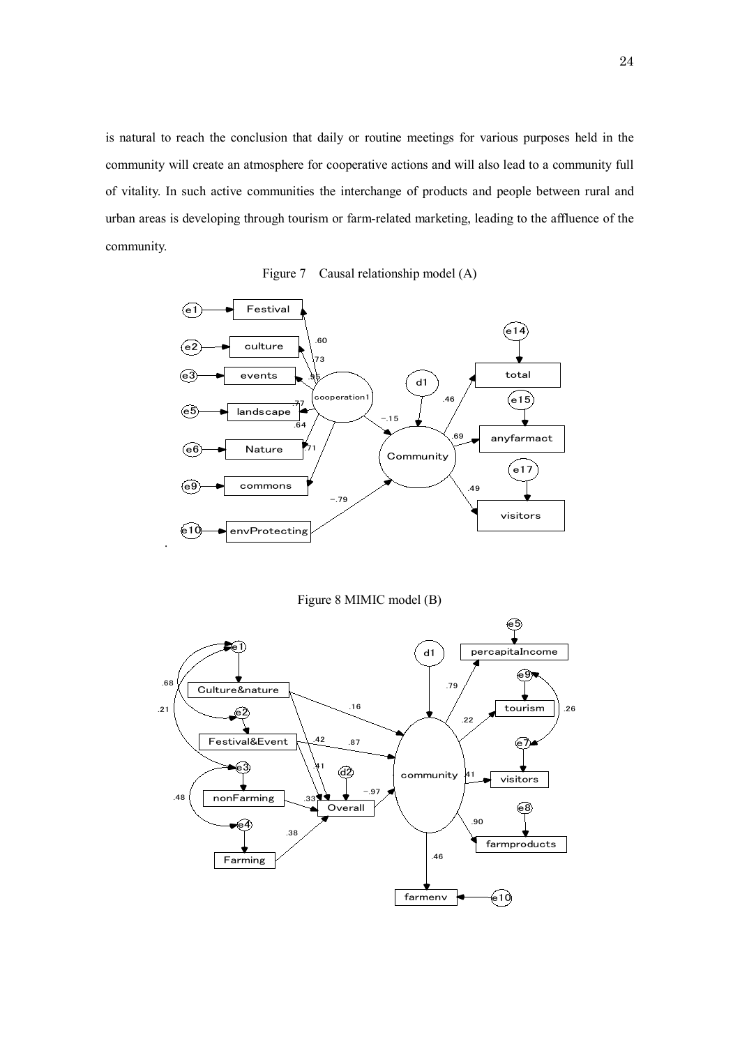is natural to reach the conclusion that daily or routine meetings for various purposes held in the community will create an atmosphere for cooperative actions and will also lead to a community full of vitality. In such active communities the interchange of products and people between rural and urban areas is developing through tourism or farm-related marketing, leading to the affluence of the community.

Figure 7 Causal relationship model (A)

Figure 8 MIMIC model (B)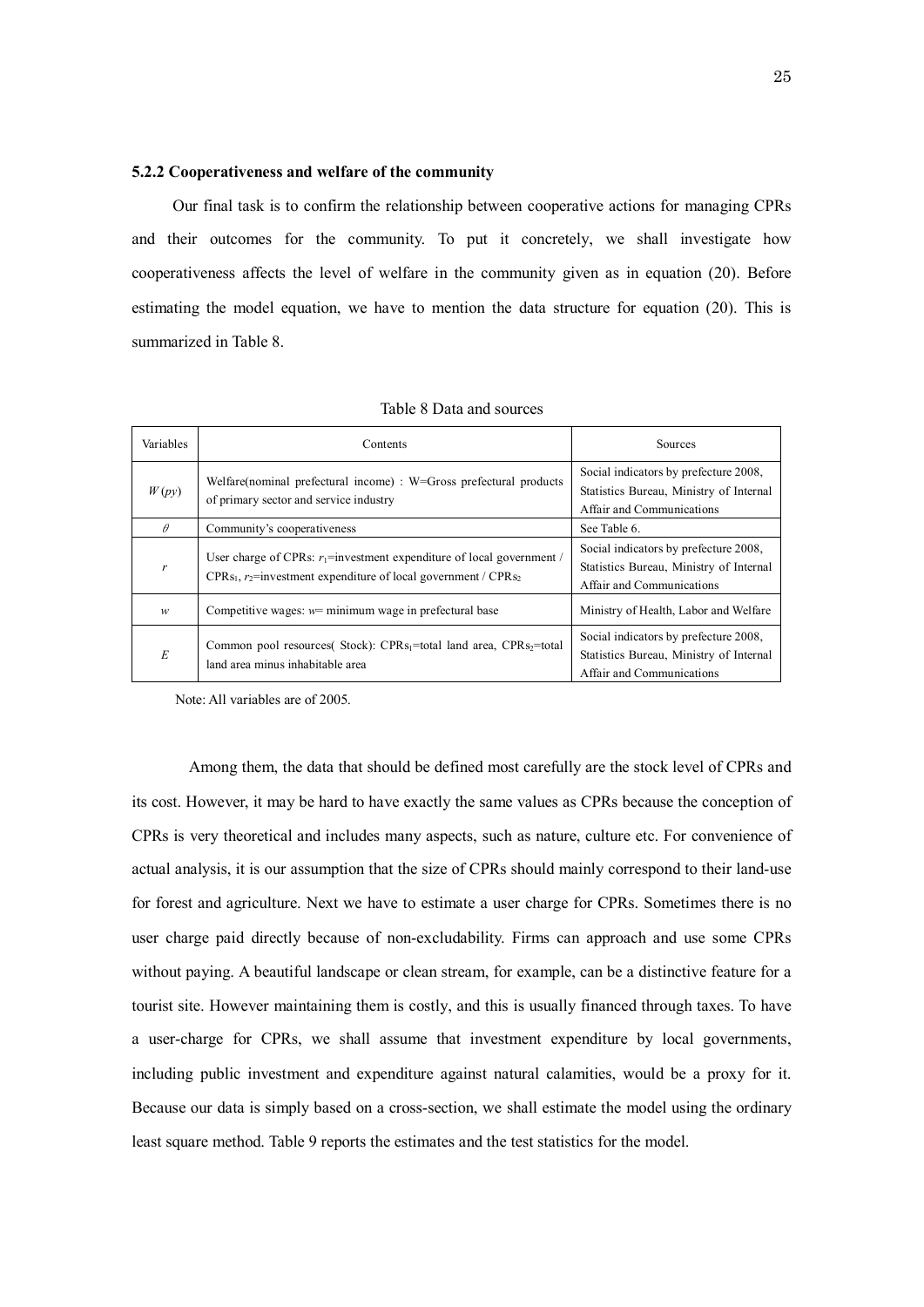### 5.2.2 Cooperativeness and welfare of the community

Our final task is to confirm the relationship between cooperative actions for managing CPRs and their outcomes for the community. To put it concretely, we shall investigate how cooperativeness affects the level of welfare in the community given as in equation (20). Before estimating the model equation, we have to mention the data structure for equation (20). This is summarized in Table 8.

Table 8 Data and sources

| Variables | Contents | Sources |
|---|---|---|
| $W(py)$ | Welfare(nominal prefectural income) : W=Gross prefectural products of primary sector and service industry | Social indicators by prefecture 2008, Statistics Bureau, Ministry of Internal Affair and Communications |
| $\theta$ | Community's cooperativeness | See Table 6. |
| $r$ | User charge of CPRs: $r_1$=investment expenditure of local government / $CPRs_1$, $r_2$=investment expenditure of local government / $CPRs_2$ | Social indicators by prefecture 2008, Statistics Bureau, Ministry of Internal Affair and Communications |
| $w$ | Competitive wages: $w$= minimum wage in prefectural base | Ministry of Health, Labor and Welfare |
| $E$ | Common pool resources( Stock): $CPRs_1$=total land area, $CPRs_2$=total land area minus inhabitable area | Social indicators by prefecture 2008, Statistics Bureau, Ministry of Internal Affair and Communications |

Note: All variables are of 2005.

Among them, the data that should be defined most carefully are the stock level of CPRs and its cost. However, it may be hard to have exactly the same values as CPRs because the conception of CPRs is very theoretical and includes many aspects, such as nature, culture etc. For convenience of actual analysis, it is our assumption that the size of CPRs should mainly correspond to their land-use for forest and agriculture. Next we have to estimate a user charge for CPRs. Sometimes there is no user charge paid directly because of non-excludability. Firms can approach and use some CPRs without paying. A beautiful landscape or clean stream, for example, can be a distinctive feature for a tourist site. However maintaining them is costly, and this is usually financed through taxes. To have a user-charge for CPRs, we shall assume that investment expenditure by local governments, including public investment and expenditure against natural calamities, would be a proxy for it. Because our data is simply based on a cross-section, we shall estimate the model using the ordinary least square method. Table 9 reports the estimates and the test statistics for the model.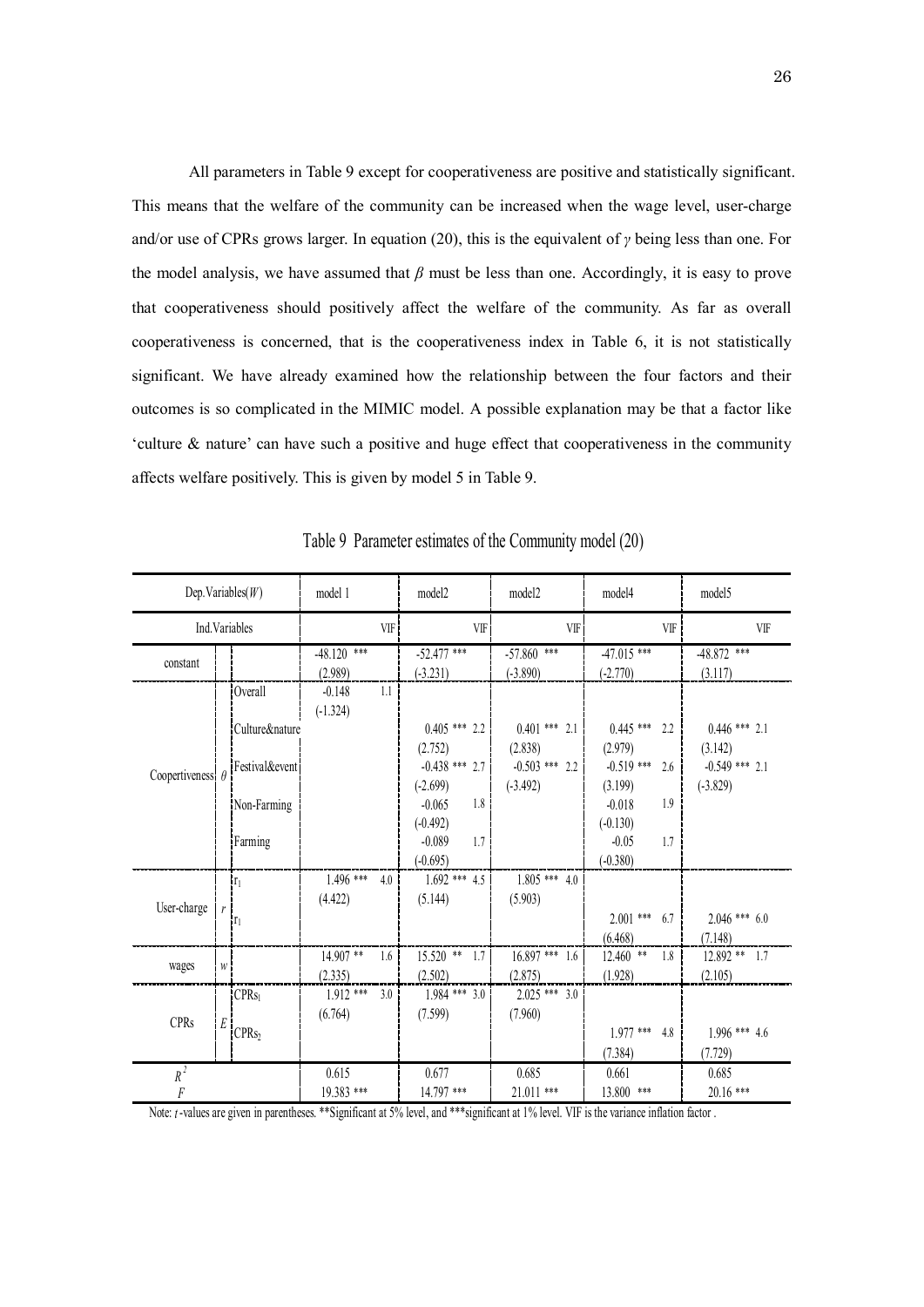All parameters in Table 9 except for cooperativeness are positive and statistically significant. This means that the welfare of the community can be increased when the wage level, user-charge and/or use of CPRs grows larger. In equation (20), this is the equivalent of $\gamma$ being less than one. For the model analysis, we have assumed that $\beta$ must be less than one. Accordingly, it is easy to prove that cooperativeness should positively affect the welfare of the community. As far as overall cooperativeness is concerned, that is the cooperativeness index in Table 6, it is not statistically significant. We have already examined how the relationship between the four factors and their outcomes is so complicated in the MIMIC model. A possible explanation may be that a factor like 'culture & nature' can have such a positive and huge effect that cooperativeness in the community affects welfare positively. This is given by model 5 in Table 9.

Table 9 Parameter estimates of the Community model (20)

| Dep.Variables($W$) | | | model 1 | | model2 | | model2 | | model4 | | model5 | |
|---|---|---|---|---|---|---|---|---|---|---|---|---|
| Ind.Variables | | | | VIF | | VIF | | VIF | | VIF | | VIF |
| constant | | | -48.120 *** (2.989) | | -52.477 *** (-3.231) | | -57.860 *** (-3.890) | | -47.015 *** (-2.770) | | -48.872 *** (3.117) | |
| Coopertiveness | $\theta$ | Overall | -0.148 (-1.324) | 1.1 | | | | | | | | |
| | | Culture&nature | | | 0.405 *** (2.752) | 2.2 | 0.401 *** (2.838) | 2.1 | 0.445 *** (2.979) | 2.2 | 0.446 *** (3.142) | 2.1 |
| | | Festival&event | | | -0.438 *** (-2.699) | 2.7 | -0.503 *** (-3.492) | 2.2 | -0.519 *** (3.199) | 2.6 | -0.549 *** (-3.829) | 2.1 |
| | | Non-Farming | | | -0.065 (-0.492) | 1.8 | | | -0.018 (-0.130) | 1.9 | | |
| | | Farming | | | -0.089 (-0.695) | 1.7 | | | -0.05 (-0.380) | 1.7 | | |
| User-charge | $r$ | $r_1$ | 1.496 *** (4.422) | 4.0 | 1.692 *** (5.144) | 4.5 | 1.805 *** (5.903) | 4.0 | | | | |
| | | $r_1$ | | | | | | | 2.001 *** (6.468) | 6.7 | 2.046 *** (7.148) | 6.0 |
| wages | $w$ | | 14.907 ** (2.335) | 1.6 | 15.520 ** (2.502) | 1.7 | 16.897 *** (2.875) | 1.6 | 12.460 ** (1.928) | 1.8 | 12.892 ** (2.105) | 1.7 |
| CPRs | $E$ | $CPRs_1$ | 1.912 *** (6.764) | 3.0 | 1.984 *** (7.599) | 3.0 | 2.025 *** (7.960) | 3.0 | | | | |
| | | $CPRs_2$ | | | | | | | 1.977 *** (7.384) | 4.8 | 1.996 *** (7.729) | 4.6 |
| $R^2$ | | | 0.615 | | 0.677 | | 0.685 | | 0.661 | | 0.685 | |
| $F$ | | | 19.383 *** | | 14.797 *** | | 21.011 *** | | 13.800 *** | | 20.16 *** | |

Note: $t$-values are given in parentheses. **Significant at 5% level, and ***significant at 1% level. VIF is the variance inflation factor .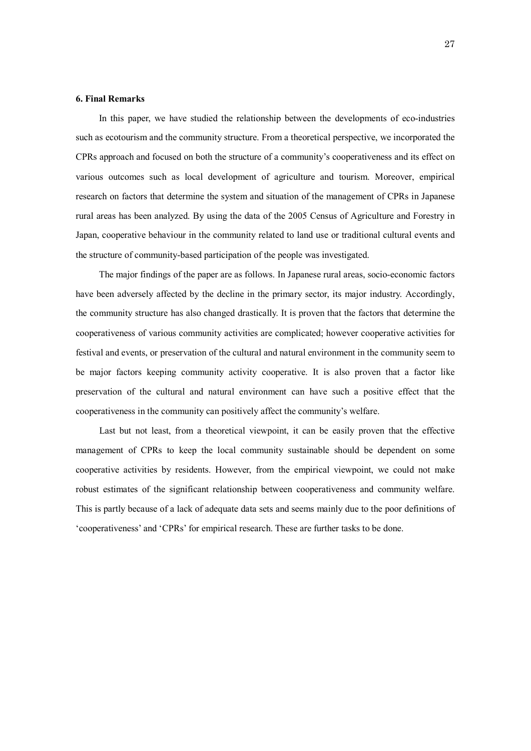## 6. Final Remarks

In this paper, we have studied the relationship between the developments of eco-industries such as ecotourism and the community structure. From a theoretical perspective, we incorporated the CPRs approach and focused on both the structure of a community's cooperativeness and its effect on various outcomes such as local development of agriculture and tourism. Moreover, empirical research on factors that determine the system and situation of the management of CPRs in Japanese rural areas has been analyzed. By using the data of the 2005 Census of Agriculture and Forestry in Japan, cooperative behaviour in the community related to land use or traditional cultural events and the structure of community-based participation of the people was investigated.

The major findings of the paper are as follows. In Japanese rural areas, socio-economic factors have been adversely affected by the decline in the primary sector, its major industry. Accordingly, the community structure has also changed drastically. It is proven that the factors that determine the cooperativeness of various community activities are complicated; however cooperative activities for festival and events, or preservation of the cultural and natural environment in the community seem to be major factors keeping community activity cooperative. It is also proven that a factor like preservation of the cultural and natural environment can have such a positive effect that the cooperativeness in the community can positively affect the community's welfare.

Last but not least, from a theoretical viewpoint, it can be easily proven that the effective management of CPRs to keep the local community sustainable should be dependent on some cooperative activities by residents. However, from the empirical viewpoint, we could not make robust estimates of the significant relationship between cooperativeness and community welfare. This is partly because of a lack of adequate data sets and seems mainly due to the poor definitions of 'cooperativeness' and 'CPRs' for empirical research. These are further tasks to be done.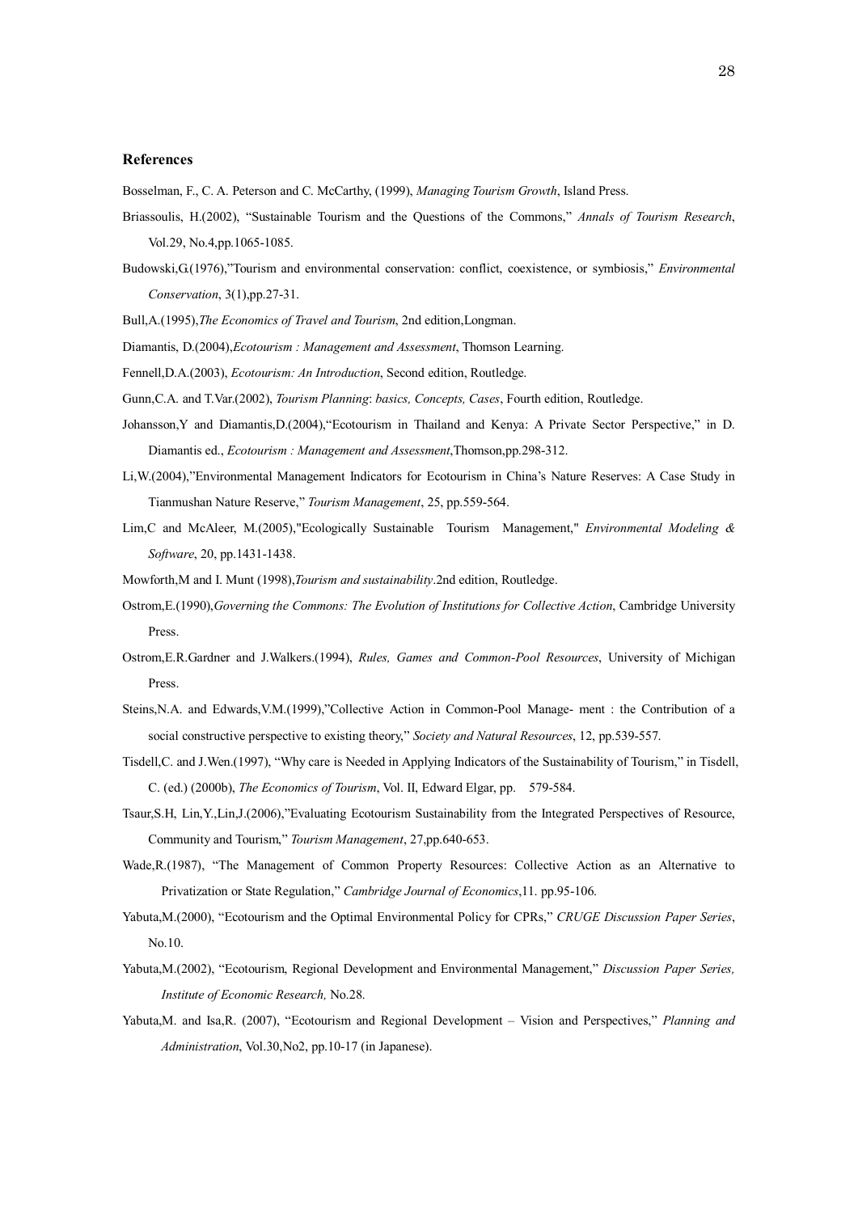## References

Bosselman, F., C. A. Peterson and C. McCarthy, (1999), *Managing Tourism Growth*, Island Press.

Briassoulis, H.(2002), "Sustainable Tourism and the Questions of the Commons," *Annals of Tourism Research*, Vol.29, No.4,pp.1065-1085.

Budowski,G.(1976),"Tourism and environmental conservation: conflict, coexistence, or symbiosis," *Environmental Conservation*, 3(1),pp.27-31.

Bull,A.(1995),*The Economics of Travel and Tourism*, 2nd edition,Longman.

Diamantis, D.(2004),*Ecotourism : Management and Assessment*, Thomson Learning.

Fennell,D.A.(2003), *Ecotourism: An Introduction*, Second edition, Routledge.

Gunn,C.A. and T.Var.(2002), *Tourism Planning*: *basics, Concepts, Cases*, Fourth edition, Routledge.

Johansson,Y and Diamantis,D.(2004),"Ecotourism in Thailand and Kenya: A Private Sector Perspective," in D. Diamantis ed., *Ecotourism : Management and Assessment*,Thomson,pp.298-312.

Li,W.(2004),"Environmental Management Indicators for Ecotourism in China's Nature Reserves: A Case Study in Tianmushan Nature Reserve," *Tourism Management*, 25, pp.559-564.

Lim,C and McAleer, M.(2005),"Ecologically Sustainable Tourism Management," *Environmental Modeling & Software*, 20, pp.1431-1438.

Mowforth,M and I. Munt (1998),*Tourism and sustainability*.2nd edition, Routledge.

Ostrom,E.(1990),*Governing the Commons: The Evolution of Institutions for Collective Action*, Cambridge University Press.

Ostrom,E.R.Gardner and J.Walkers.(1994), *Rules, Games and Common-Pool Resources*, University of Michigan Press.

Steins,N.A. and Edwards,V.M.(1999),"Collective Action in Common-Pool Manage- ment : the Contribution of a social constructive perspective to existing theory," *Society and Natural Resources*, 12, pp.539-557.

Tisdell,C. and J.Wen.(1997), "Why care is Needed in Applying Indicators of the Sustainability of Tourism," in Tisdell, C. (ed.) (2000b), *The Economics of Tourism*, Vol. II, Edward Elgar, pp. 579-584.

Tsaur,S.H, Lin,Y.,Lin,J.(2006),"Evaluating Ecotourism Sustainability from the Integrated Perspectives of Resource, Community and Tourism," *Tourism Management*, 27,pp.640-653.

Wade,R.(1987), "The Management of Common Property Resources: Collective Action as an Alternative to Privatization or State Regulation," *Cambridge Journal of Economics*,11. pp.95-106.

Yabuta,M.(2000), "Ecotourism and the Optimal Environmental Policy for CPRs," *CRUGE Discussion Paper Series*, No.10.

Yabuta,M.(2002), "Ecotourism, Regional Development and Environmental Management," *Discussion Paper Series, Institute of Economic Research,* No.28.

Yabuta,M. and Isa,R. (2007), "Ecotourism and Regional Development – Vision and Perspectives," *Planning and Administration*, Vol.30,No2, pp.10-17 (in Japanese).